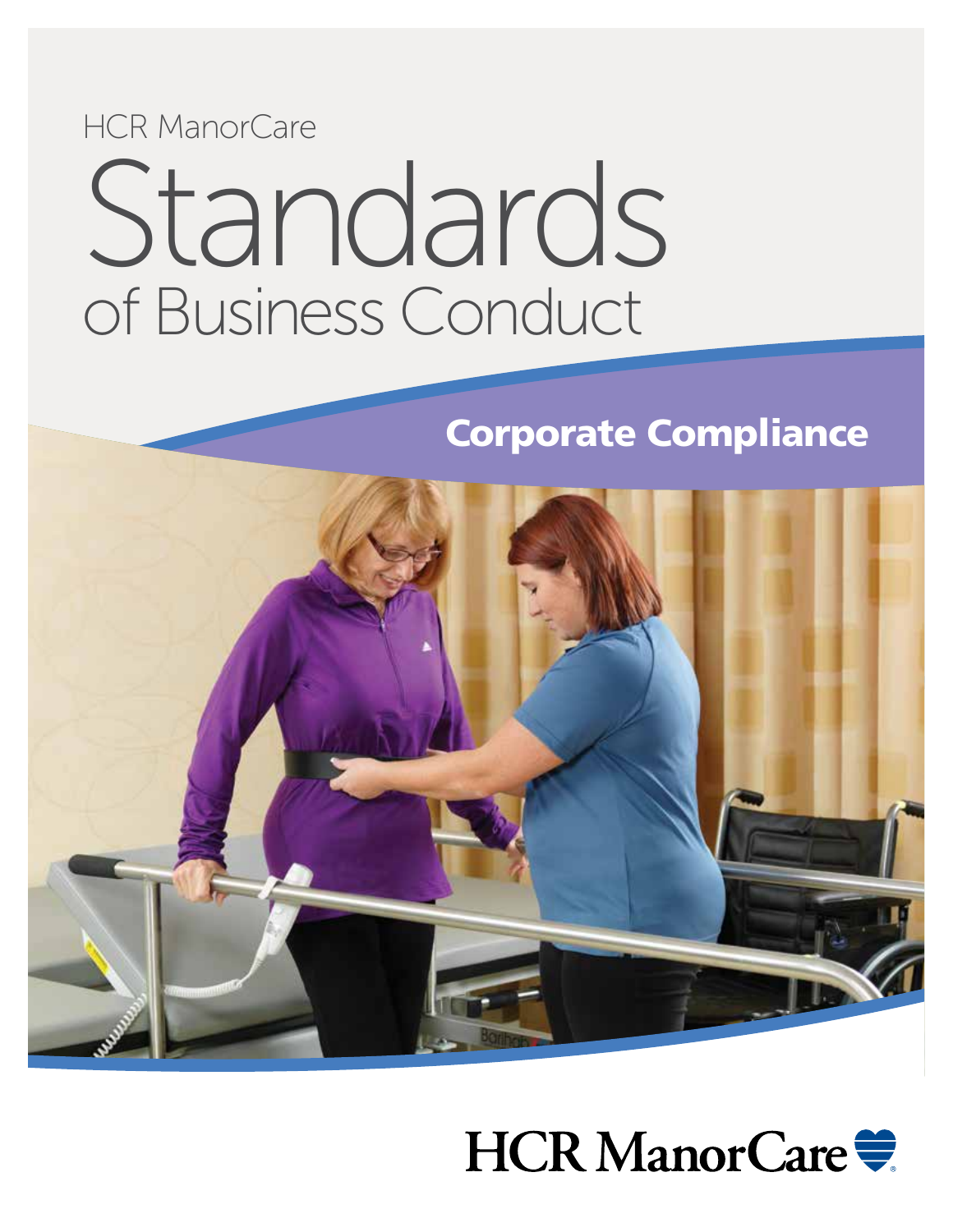HCR ManorCare

# Standards of Business Conduct

## Corporate Compliance

HCR ManorCare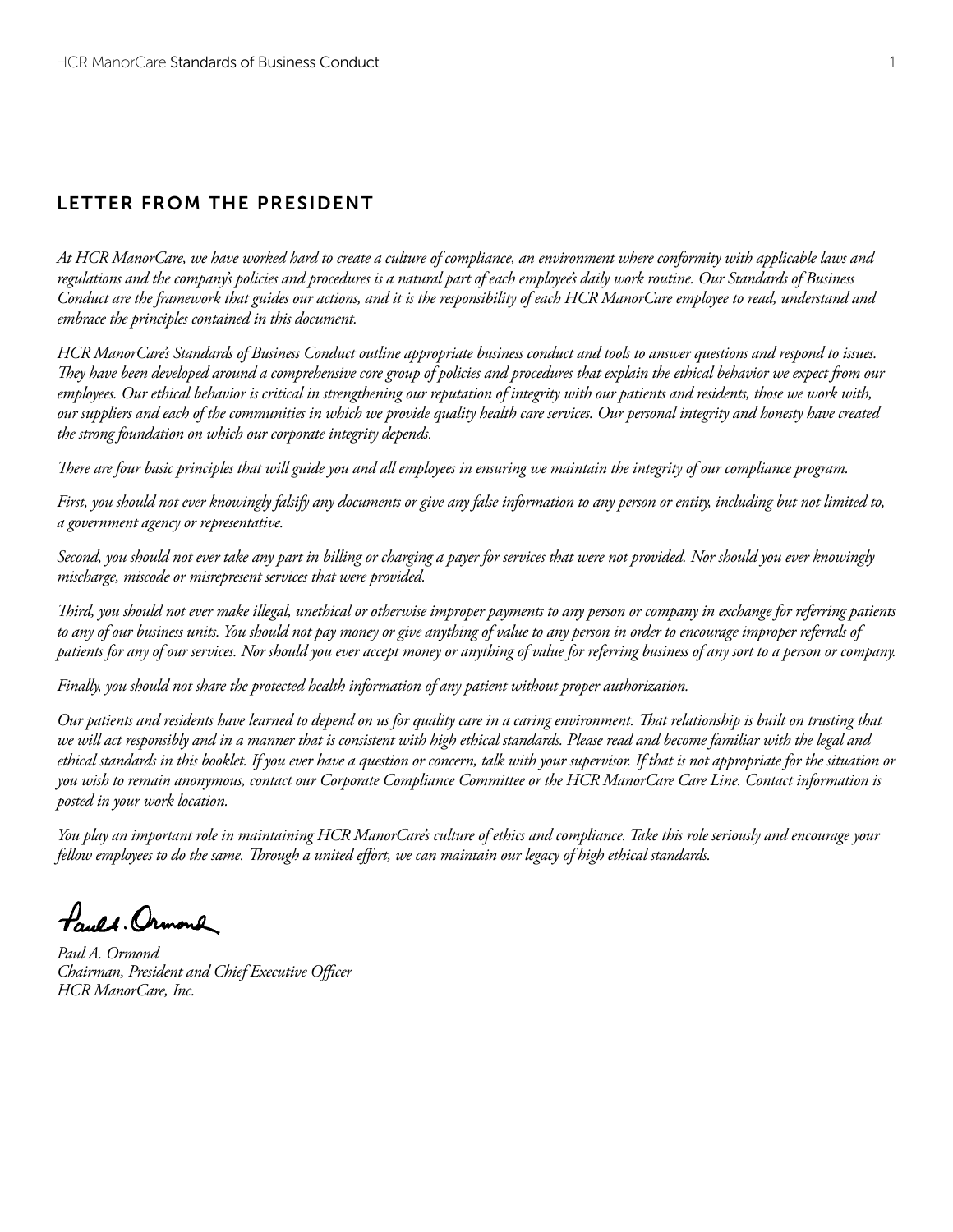## LETTER FROM THE PRESIDENT

*At HCR ManorCare, we have worked hard to create a culture of compliance, an environment where conformity with applicable laws and regulations and the company's policies and procedures is a natural part of each employee's daily work routine. Our Standards of Business Conduct are the framework that guides our actions, and it is the responsibility of each HCR ManorCare employee to read, understand and embrace the principles contained in this document.*

*HCR ManorCare's Standards of Business Conduct outline appropriate business conduct and tools to answer questions and respond to issues. They have been developed around a comprehensive core group of policies and procedures that explain the ethical behavior we expect from our employees. Our ethical behavior is critical in strengthening our reputation of integrity with our patients and residents, those we work with, our suppliers and each of the communities in which we provide quality health care services. Our personal integrity and honesty have created the strong foundation on which our corporate integrity depends.*

*There are four basic principles that will guide you and all employees in ensuring we maintain the integrity of our compliance program.*

*First, you should not ever knowingly falsify any documents or give any false information to any person or entity, including but not limited to, a government agency or representative.*

*Second, you should not ever take any part in billing or charging a payer for services that were not provided. Nor should you ever knowingly mischarge, miscode or misrepresent services that were provided.*

*Third, you should not ever make illegal, unethical or otherwise improper payments to any person or company in exchange for referring patients to any of our business units. You should not pay money or give anything of value to any person in order to encourage improper referrals of patients for any of our services. Nor should you ever accept money or anything of value for referring business of any sort to a person or company.*

*Finally, you should not share the protected health information of any patient without proper authorization.*

*Our patients and residents have learned to depend on us for quality care in a caring environment. That relationship is built on trusting that we will act responsibly and in a manner that is consistent with high ethical standards. Please read and become familiar with the legal and ethical standards in this booklet. If you ever have a question or concern, talk with your supervisor. If that is not appropriate for the situation or you wish to remain anonymous, contact our Corporate Compliance Committee or the HCR ManorCare Care Line. Contact information is posted in your work location.*

*You play an important role in maintaining HCR ManorCare's culture of ethics and compliance. Take this role seriously and encourage your fellow employees to do the same. Through a united effort, we can maintain our legacy of high ethical standards.*

*Paul A. Ormond*
*Chairman, President and Chief Executive Officer*
*HCR ManorCare, Inc.*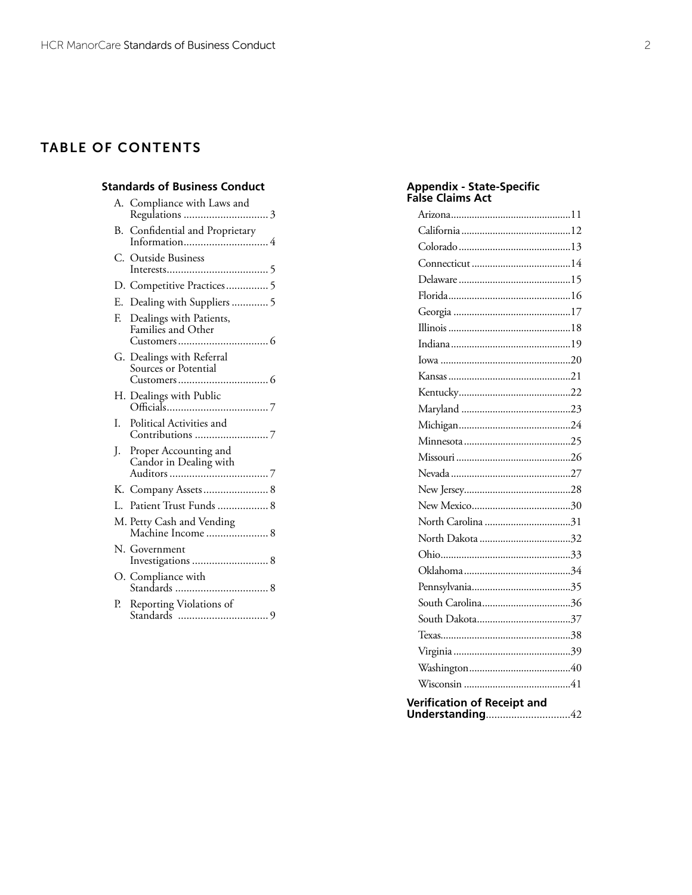# TABLE OF CONTENTS

**Standards of Business Conduct**

- A. Compliance with Laws and Regulations .............................. 3
- B. Confidential and Proprietary Information.............................. 4
- C. Outside Business Interests.................................... 5
- D. Competitive Practices............... 5
- E. Dealing with Suppliers ............. 5
- F. Dealings with Patients, Families and Other Customers................................ 6
- G. Dealings with Referral Sources or Potential Customers................................ 6
- H. Dealings with Public Officials.................................... 7
- I. Political Activities and Contributions .......................... 7
- J. Proper Accounting and Candor in Dealing with Auditors ................................... 7
- K. Company Assets....................... 8
- L. Patient Trust Funds .................. 8
- M. Petty Cash and Vending Machine Income ...................... 8
- N. Government Investigations ........................... 8
- O. Compliance with Standards ................................. 8
- P. Reporting Violations of Standards ................................ 9

**Appendix - State-Specific False Claims Act**

- Arizona.............................................11
- California.........................................12
- Colorado..........................................13
- Connecticut.....................................14
- Delaware..........................................15
- Florida..............................................16
- Georgia............................................17
- Illinois..............................................18
- Indiana.............................................19
- Iowa.................................................20
- Kansas..............................................21
- Kentucky..........................................22
- Maryland..........................................23
- Michigan..........................................24
- Minnesota........................................25
- Missouri...........................................26
- Nevada.............................................27
- New Jersey........................................28
- New Mexico.....................................30
- North Carolina.................................31
- North Dakota...................................32
- Ohio.................................................33
- Oklahoma.........................................34
- Pennsylvania.....................................35
- South Carolina.................................36
- South Dakota....................................37
- Texas.................................................38
- Virginia............................................39
- Washington.......................................40
- Wisconsin.........................................41

**Verification of Receipt and Understanding**..............................42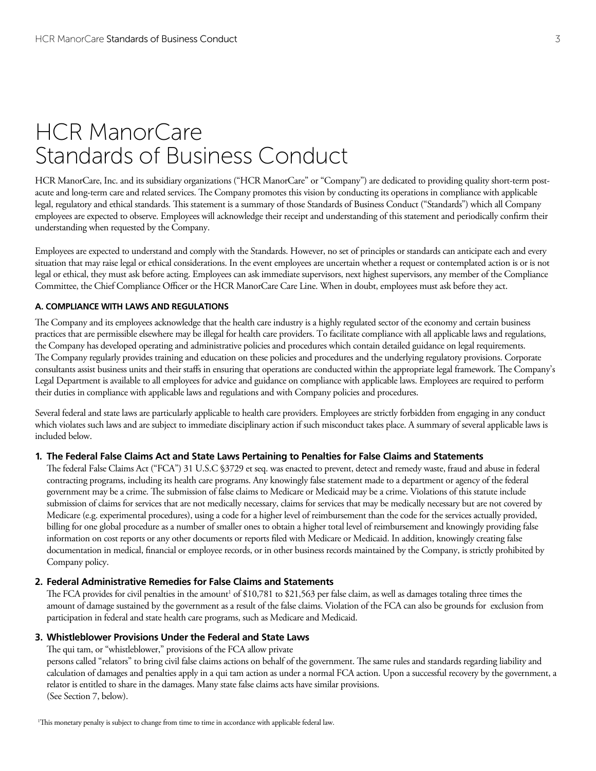# HCR ManorCare Standards of Business Conduct

HCR ManorCare, Inc. and its subsidiary organizations ("HCR ManorCare" or "Company") are dedicated to providing quality short-term post-acute and long-term care and related services. The Company promotes this vision by conducting its operations in compliance with applicable legal, regulatory and ethical standards. This statement is a summary of those Standards of Business Conduct ("Standards") which all Company employees are expected to observe. Employees will acknowledge their receipt and understanding of this statement and periodically confirm their understanding when requested by the Company.

Employees are expected to understand and comply with the Standards. However, no set of principles or standards can anticipate each and every situation that may raise legal or ethical considerations. In the event employees are uncertain whether a request or contemplated action is or is not legal or ethical, they must ask before acting. Employees can ask immediate supervisors, next highest supervisors, any member of the Compliance Committee, the Chief Compliance Officer or the HCR ManorCare Care Line. When in doubt, employees must ask before they act.

### A. COMPLIANCE WITH LAWS AND REGULATIONS

The Company and its employees acknowledge that the health care industry is a highly regulated sector of the economy and certain business practices that are permissible elsewhere may be illegal for health care providers. To facilitate compliance with all applicable laws and regulations, the Company has developed operating and administrative policies and procedures which contain detailed guidance on legal requirements. The Company regularly provides training and education on these policies and procedures and the underlying regulatory provisions. Corporate consultants assist business units and their staffs in ensuring that operations are conducted within the appropriate legal framework. The Company's Legal Department is available to all employees for advice and guidance on compliance with applicable laws. Employees are required to perform their duties in compliance with applicable laws and regulations and with Company policies and procedures.

Several federal and state laws are particularly applicable to health care providers. Employees are strictly forbidden from engaging in any conduct which violates such laws and are subject to immediate disciplinary action if such misconduct takes place. A summary of several applicable laws is included below.

#### 1. The Federal False Claims Act and State Laws Pertaining to Penalties for False Claims and Statements

The federal False Claims Act ("FCA") 31 U.S.C §3729 et seq. was enacted to prevent, detect and remedy waste, fraud and abuse in federal contracting programs, including its health care programs. Any knowingly false statement made to a department or agency of the federal government may be a crime. The submission of false claims to Medicare or Medicaid may be a crime. Violations of this statute include submission of claims for services that are not medically necessary, claims for services that may be medically necessary but are not covered by Medicare (e.g. experimental procedures), using a code for a higher level of reimbursement than the code for the services actually provided, billing for one global procedure as a number of smaller ones to obtain a higher total level of reimbursement and knowingly providing false information on cost reports or any other documents or reports filed with Medicare or Medicaid. In addition, knowingly creating false documentation in medical, financial or employee records, or in other business records maintained by the Company, is strictly prohibited by Company policy.

#### 2. Federal Administrative Remedies for False Claims and Statements

The FCA provides for civil penalties in the amount[1] of $10,781 to $21,563 per false claim, as well as damages totaling three times the amount of damage sustained by the government as a result of the false claims. Violation of the FCA can also be grounds for exclusion from participation in federal and state health care programs, such as Medicare and Medicaid.

#### 3. Whistleblower Provisions Under the Federal and State Laws

The qui tam, or "whistleblower," provisions of the FCA allow private persons called "relators" to bring civil false claims actions on behalf of the government. The same rules and standards regarding liability and calculation of damages and penalties apply in a qui tam action as under a normal FCA action. Upon a successful recovery by the government, a relator is entitled to share in the damages. Many state false claims acts have similar provisions. (See Section 7, below).

[1] This monetary penalty is subject to change from time to time in accordance with applicable federal law.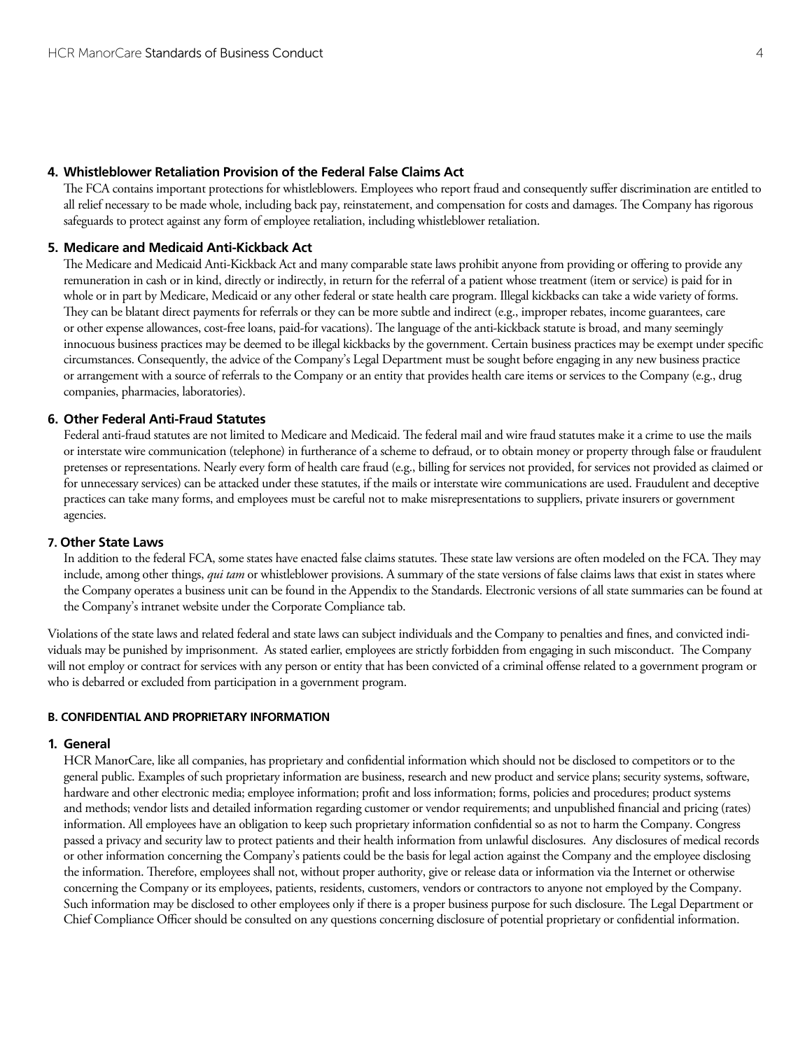#### 4. Whistleblower Retaliation Provision of the Federal False Claims Act

The FCA contains important protections for whistleblowers. Employees who report fraud and consequently suffer discrimination are entitled to all relief necessary to be made whole, including back pay, reinstatement, and compensation for costs and damages. The Company has rigorous safeguards to protect against any form of employee retaliation, including whistleblower retaliation.

#### 5. Medicare and Medicaid Anti-Kickback Act

The Medicare and Medicaid Anti-Kickback Act and many comparable state laws prohibit anyone from providing or offering to provide any remuneration in cash or in kind, directly or indirectly, in return for the referral of a patient whose treatment (item or service) is paid for in whole or in part by Medicare, Medicaid or any other federal or state health care program. Illegal kickbacks can take a wide variety of forms. They can be blatant direct payments for referrals or they can be more subtle and indirect (e.g., improper rebates, income guarantees, care or other expense allowances, cost-free loans, paid-for vacations). The language of the anti-kickback statute is broad, and many seemingly innocuous business practices may be deemed to be illegal kickbacks by the government. Certain business practices may be exempt under specific circumstances. Consequently, the advice of the Company's Legal Department must be sought before engaging in any new business practice or arrangement with a source of referrals to the Company or an entity that provides health care items or services to the Company (e.g., drug companies, pharmacies, laboratories).

#### 6. Other Federal Anti-Fraud Statutes

Federal anti-fraud statutes are not limited to Medicare and Medicaid. The federal mail and wire fraud statutes make it a crime to use the mails or interstate wire communication (telephone) in furtherance of a scheme to defraud, or to obtain money or property through false or fraudulent pretenses or representations. Nearly every form of health care fraud (e.g., billing for services not provided, for services not provided as claimed or for unnecessary services) can be attacked under these statutes, if the mails or interstate wire communications are used. Fraudulent and deceptive practices can take many forms, and employees must be careful not to make misrepresentations to suppliers, private insurers or government agencies.

#### 7. Other State Laws

In addition to the federal FCA, some states have enacted false claims statutes. These state law versions are often modeled on the FCA. They may include, among other things, *qui tam* or whistleblower provisions. A summary of the state versions of false claims laws that exist in states where the Company operates a business unit can be found in the Appendix to the Standards. Electronic versions of all state summaries can be found at the Company's intranet website under the Corporate Compliance tab.

Violations of the state laws and related federal and state laws can subject individuals and the Company to penalties and fines, and convicted individuals may be punished by imprisonment. As stated earlier, employees are strictly forbidden from engaging in such misconduct. The Company will not employ or contract for services with any person or entity that has been convicted of a criminal offense related to a government program or who is debarred or excluded from participation in a government program.

### B. CONFIDENTIAL AND PROPRIETARY INFORMATION

#### 1. General

HCR ManorCare, like all companies, has proprietary and confidential information which should not be disclosed to competitors or to the general public. Examples of such proprietary information are business, research and new product and service plans; security systems, software, hardware and other electronic media; employee information; profit and loss information; forms, policies and procedures; product systems and methods; vendor lists and detailed information regarding customer or vendor requirements; and unpublished financial and pricing (rates) information. All employees have an obligation to keep such proprietary information confidential so as not to harm the Company. Congress passed a privacy and security law to protect patients and their health information from unlawful disclosures. Any disclosures of medical records or other information concerning the Company's patients could be the basis for legal action against the Company and the employee disclosing the information. Therefore, employees shall not, without proper authority, give or release data or information via the Internet or otherwise concerning the Company or its employees, patients, residents, customers, vendors or contractors to anyone not employed by the Company. Such information may be disclosed to other employees only if there is a proper business purpose for such disclosure. The Legal Department or Chief Compliance Officer should be consulted on any questions concerning disclosure of potential proprietary or confidential information.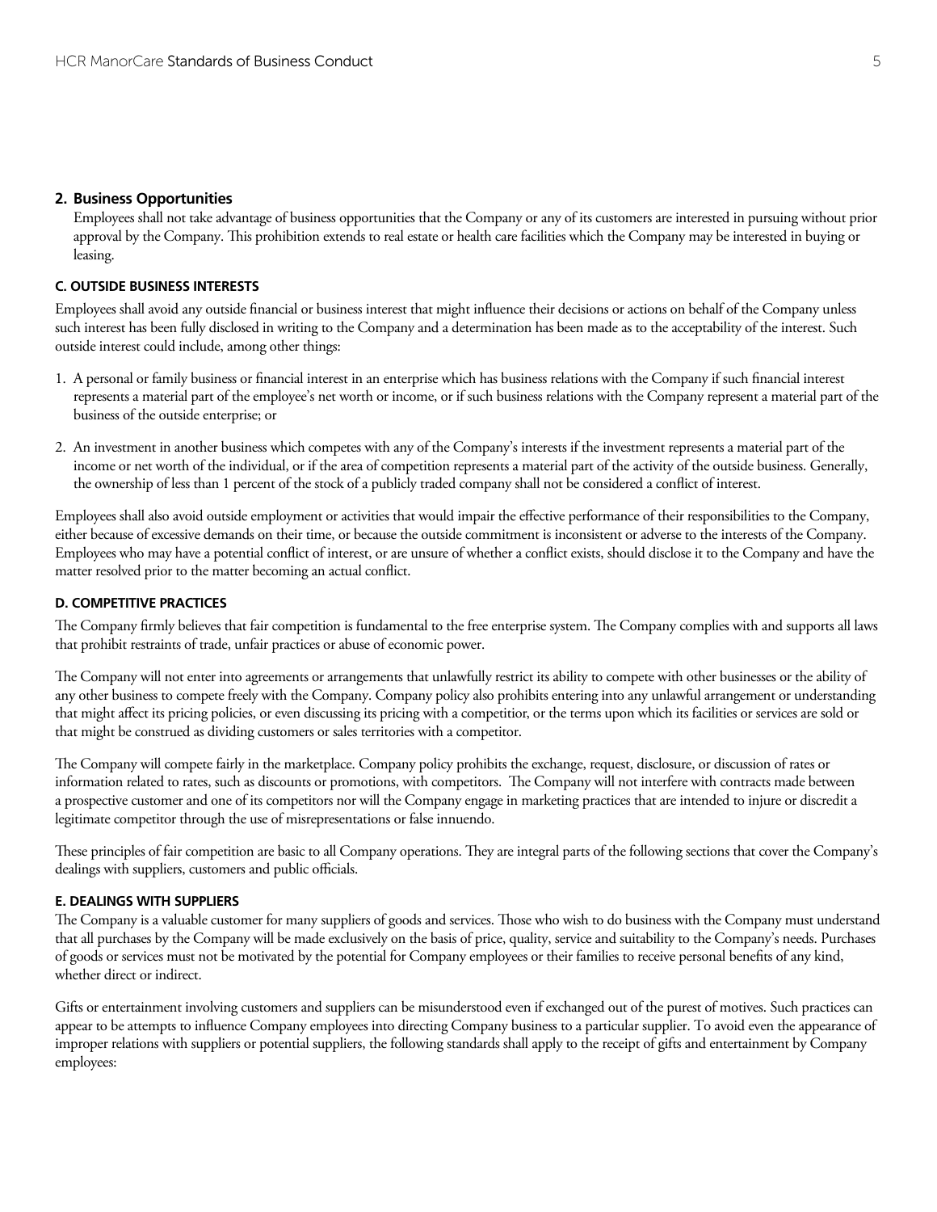**2. Business Opportunities**

Employees shall not take advantage of business opportunities that the Company or any of its customers are interested in pursuing without prior approval by the Company. This prohibition extends to real estate or health care facilities which the Company may be interested in buying or leasing.

### C. OUTSIDE BUSINESS INTERESTS

Employees shall avoid any outside financial or business interest that might influence their decisions or actions on behalf of the Company unless such interest has been fully disclosed in writing to the Company and a determination has been made as to the acceptability of the interest. Such outside interest could include, among other things:

1. A personal or family business or financial interest in an enterprise which has business relations with the Company if such financial interest represents a material part of the employee's net worth or income, or if such business relations with the Company represent a material part of the business of the outside enterprise; or
2. An investment in another business which competes with any of the Company's interests if the investment represents a material part of the income or net worth of the individual, or if the area of competition represents a material part of the activity of the outside business. Generally, the ownership of less than 1 percent of the stock of a publicly traded company shall not be considered a conflict of interest.

Employees shall also avoid outside employment or activities that would impair the effective performance of their responsibilities to the Company, either because of excessive demands on their time, or because the outside commitment is inconsistent or adverse to the interests of the Company. Employees who may have a potential conflict of interest, or are unsure of whether a conflict exists, should disclose it to the Company and have the matter resolved prior to the matter becoming an actual conflict.

### D. COMPETITIVE PRACTICES

The Company firmly believes that fair competition is fundamental to the free enterprise system. The Company complies with and supports all laws that prohibit restraints of trade, unfair practices or abuse of economic power.

The Company will not enter into agreements or arrangements that unlawfully restrict its ability to compete with other businesses or the ability of any other business to compete freely with the Company. Company policy also prohibits entering into any unlawful arrangement or understanding that might affect its pricing policies, or even discussing its pricing with a competitior, or the terms upon which its facilities or services are sold or that might be construed as dividing customers or sales territories with a competitor.

The Company will compete fairly in the marketplace. Company policy prohibits the exchange, request, disclosure, or discussion of rates or information related to rates, such as discounts or promotions, with competitors. The Company will not interfere with contracts made between a prospective customer and one of its competitors nor will the Company engage in marketing practices that are intended to injure or discredit a legitimate competitor through the use of misrepresentations or false innuendo.

These principles of fair competition are basic to all Company operations. They are integral parts of the following sections that cover the Company's dealings with suppliers, customers and public officials.

### E. DEALINGS WITH SUPPLIERS

The Company is a valuable customer for many suppliers of goods and services. Those who wish to do business with the Company must understand that all purchases by the Company will be made exclusively on the basis of price, quality, service and suitability to the Company's needs. Purchases of goods or services must not be motivated by the potential for Company employees or their families to receive personal benefits of any kind, whether direct or indirect.

Gifts or entertainment involving customers and suppliers can be misunderstood even if exchanged out of the purest of motives. Such practices can appear to be attempts to influence Company employees into directing Company business to a particular supplier. To avoid even the appearance of improper relations with suppliers or potential suppliers, the following standards shall apply to the receipt of gifts and entertainment by Company employees: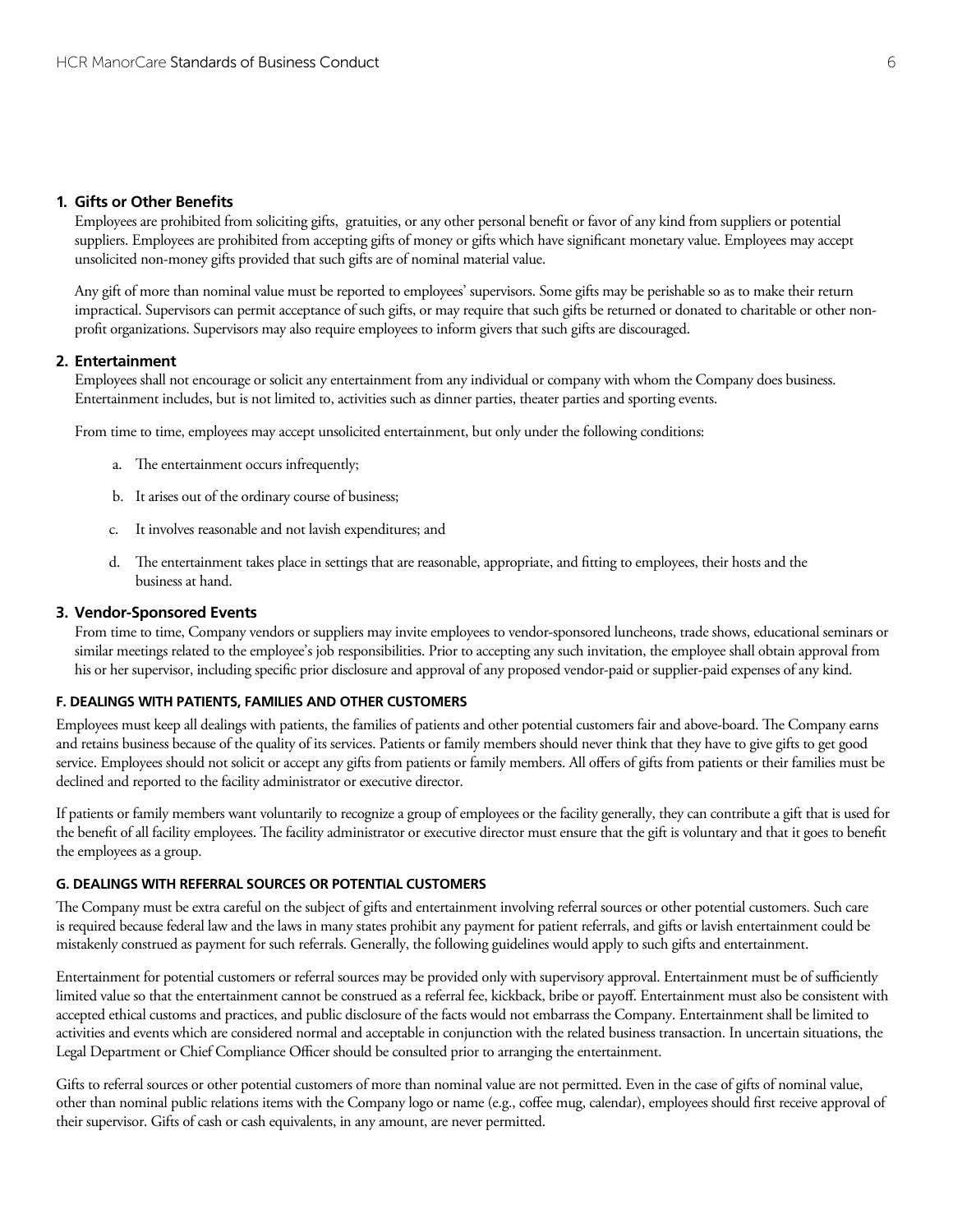### 1. Gifts or Other Benefits

Employees are prohibited from soliciting gifts, gratuities, or any other personal benefit or favor of any kind from suppliers or potential suppliers. Employees are prohibited from accepting gifts of money or gifts which have significant monetary value. Employees may accept unsolicited non-money gifts provided that such gifts are of nominal material value.

Any gift of more than nominal value must be reported to employees' supervisors. Some gifts may be perishable so as to make their return impractical. Supervisors can permit acceptance of such gifts, or may require that such gifts be returned or donated to charitable or other non-profit organizations. Supervisors may also require employees to inform givers that such gifts are discouraged.

### 2. Entertainment

Employees shall not encourage or solicit any entertainment from any individual or company with whom the Company does business. Entertainment includes, but is not limited to, activities such as dinner parties, theater parties and sporting events.

From time to time, employees may accept unsolicited entertainment, but only under the following conditions:

a. The entertainment occurs infrequently;

b. It arises out of the ordinary course of business;

c. It involves reasonable and not lavish expenditures; and

d. The entertainment takes place in settings that are reasonable, appropriate, and fitting to employees, their hosts and the business at hand.

### 3. Vendor-Sponsored Events

From time to time, Company vendors or suppliers may invite employees to vendor-sponsored luncheons, trade shows, educational seminars or similar meetings related to the employee's job responsibilities. Prior to accepting any such invitation, the employee shall obtain approval from his or her supervisor, including specific prior disclosure and approval of any proposed vendor-paid or supplier-paid expenses of any kind.

## F. DEALINGS WITH PATIENTS, FAMILIES AND OTHER CUSTOMERS

Employees must keep all dealings with patients, the families of patients and other potential customers fair and above-board. The Company earns and retains business because of the quality of its services. Patients or family members should never think that they have to give gifts to get good service. Employees should not solicit or accept any gifts from patients or family members. All offers of gifts from patients or their families must be declined and reported to the facility administrator or executive director.

If patients or family members want voluntarily to recognize a group of employees or the facility generally, they can contribute a gift that is used for the benefit of all facility employees. The facility administrator or executive director must ensure that the gift is voluntary and that it goes to benefit the employees as a group.

## G. DEALINGS WITH REFERRAL SOURCES OR POTENTIAL CUSTOMERS

The Company must be extra careful on the subject of gifts and entertainment involving referral sources or other potential customers. Such care is required because federal law and the laws in many states prohibit any payment for patient referrals, and gifts or lavish entertainment could be mistakenly construed as payment for such referrals. Generally, the following guidelines would apply to such gifts and entertainment.

Entertainment for potential customers or referral sources may be provided only with supervisory approval. Entertainment must be of sufficiently limited value so that the entertainment cannot be construed as a referral fee, kickback, bribe or payoff. Entertainment must also be consistent with accepted ethical customs and practices, and public disclosure of the facts would not embarrass the Company. Entertainment shall be limited to activities and events which are considered normal and acceptable in conjunction with the related business transaction. In uncertain situations, the Legal Department or Chief Compliance Officer should be consulted prior to arranging the entertainment.

Gifts to referral sources or other potential customers of more than nominal value are not permitted. Even in the case of gifts of nominal value, other than nominal public relations items with the Company logo or name (e.g., coffee mug, calendar), employees should first receive approval of their supervisor. Gifts of cash or cash equivalents, in any amount, are never permitted.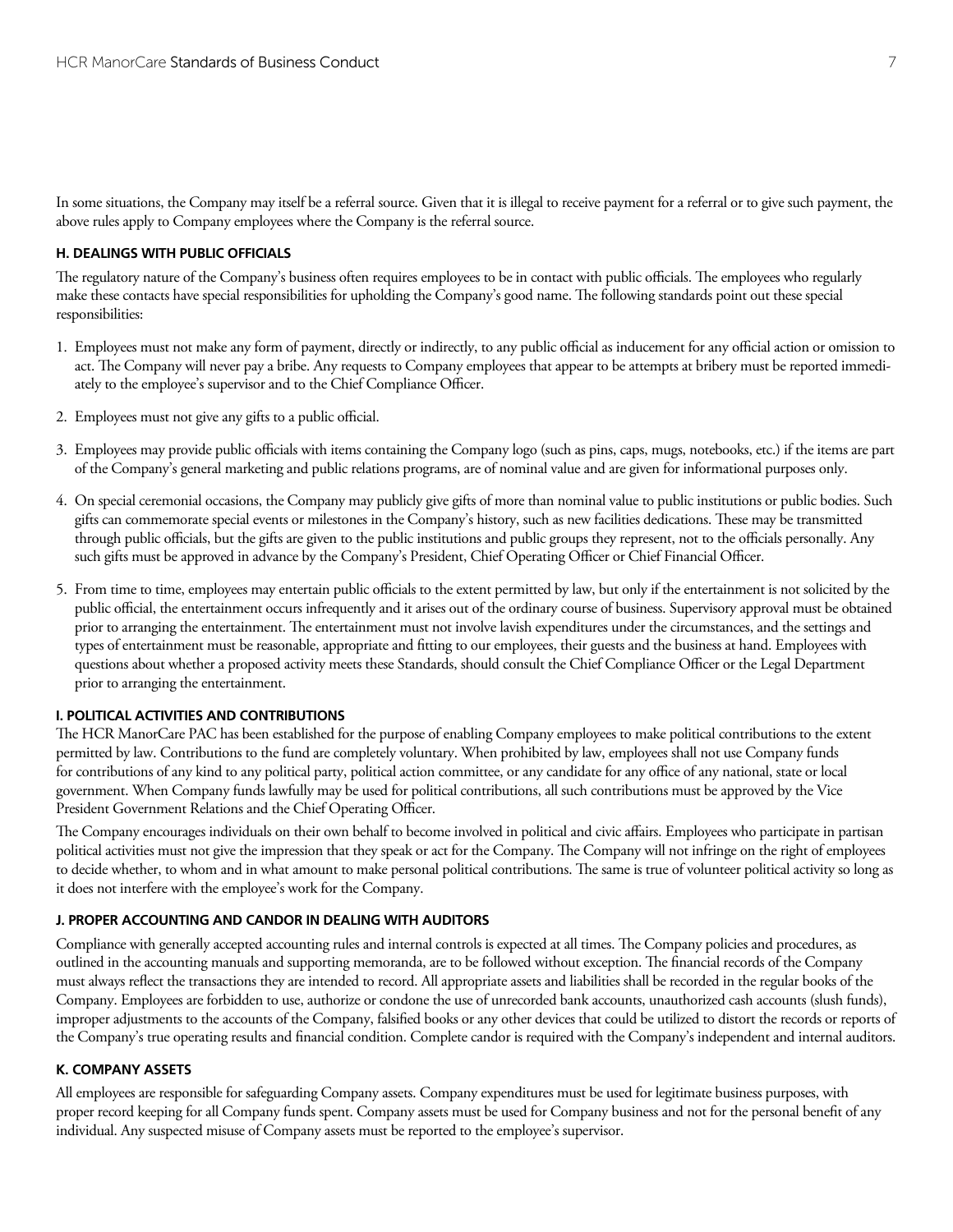In some situations, the Company may itself be a referral source. Given that it is illegal to receive payment for a referral or to give such payment, the above rules apply to Company employees where the Company is the referral source.

### H. DEALINGS WITH PUBLIC OFFICIALS

The regulatory nature of the Company's business often requires employees to be in contact with public officials. The employees who regularly make these contacts have special responsibilities for upholding the Company's good name. The following standards point out these special responsibilities:

1. Employees must not make any form of payment, directly or indirectly, to any public official as inducement for any official action or omission to act. The Company will never pay a bribe. Any requests to Company employees that appear to be attempts at bribery must be reported immediately to the employee's supervisor and to the Chief Compliance Officer.

2. Employees must not give any gifts to a public official.

3. Employees may provide public officials with items containing the Company logo (such as pins, caps, mugs, notebooks, etc.) if the items are part of the Company's general marketing and public relations programs, are of nominal value and are given for informational purposes only.

4. On special ceremonial occasions, the Company may publicly give gifts of more than nominal value to public institutions or public bodies. Such gifts can commemorate special events or milestones in the Company's history, such as new facilities dedications. These may be transmitted through public officials, but the gifts are given to the public institutions and public groups they represent, not to the officials personally. Any such gifts must be approved in advance by the Company's President, Chief Operating Officer or Chief Financial Officer.

5. From time to time, employees may entertain public officials to the extent permitted by law, but only if the entertainment is not solicited by the public official, the entertainment occurs infrequently and it arises out of the ordinary course of business. Supervisory approval must be obtained prior to arranging the entertainment. The entertainment must not involve lavish expenditures under the circumstances, and the settings and types of entertainment must be reasonable, appropriate and fitting to our employees, their guests and the business at hand. Employees with questions about whether a proposed activity meets these Standards, should consult the Chief Compliance Officer or the Legal Department prior to arranging the entertainment.

### I. POLITICAL ACTIVITIES AND CONTRIBUTIONS

The HCR ManorCare PAC has been established for the purpose of enabling Company employees to make political contributions to the extent permitted by law. Contributions to the fund are completely voluntary. When prohibited by law, employees shall not use Company funds for contributions of any kind to any political party, political action committee, or any candidate for any office of any national, state or local government. When Company funds lawfully may be used for political contributions, all such contributions must be approved by the Vice President Government Relations and the Chief Operating Officer.

The Company encourages individuals on their own behalf to become involved in political and civic affairs. Employees who participate in partisan political activities must not give the impression that they speak or act for the Company. The Company will not infringe on the right of employees to decide whether, to whom and in what amount to make personal political contributions. The same is true of volunteer political activity so long as it does not interfere with the employee's work for the Company.

### J. PROPER ACCOUNTING AND CANDOR IN DEALING WITH AUDITORS

Compliance with generally accepted accounting rules and internal controls is expected at all times. The Company policies and procedures, as outlined in the accounting manuals and supporting memoranda, are to be followed without exception. The financial records of the Company must always reflect the transactions they are intended to record. All appropriate assets and liabilities shall be recorded in the regular books of the Company. Employees are forbidden to use, authorize or condone the use of unrecorded bank accounts, unauthorized cash accounts (slush funds), improper adjustments to the accounts of the Company, falsified books or any other devices that could be utilized to distort the records or reports of the Company's true operating results and financial condition. Complete candor is required with the Company's independent and internal auditors.

### K. COMPANY ASSETS

All employees are responsible for safeguarding Company assets. Company expenditures must be used for legitimate business purposes, with proper record keeping for all Company funds spent. Company assets must be used for Company business and not for the personal benefit of any individual. Any suspected misuse of Company assets must be reported to the employee's supervisor.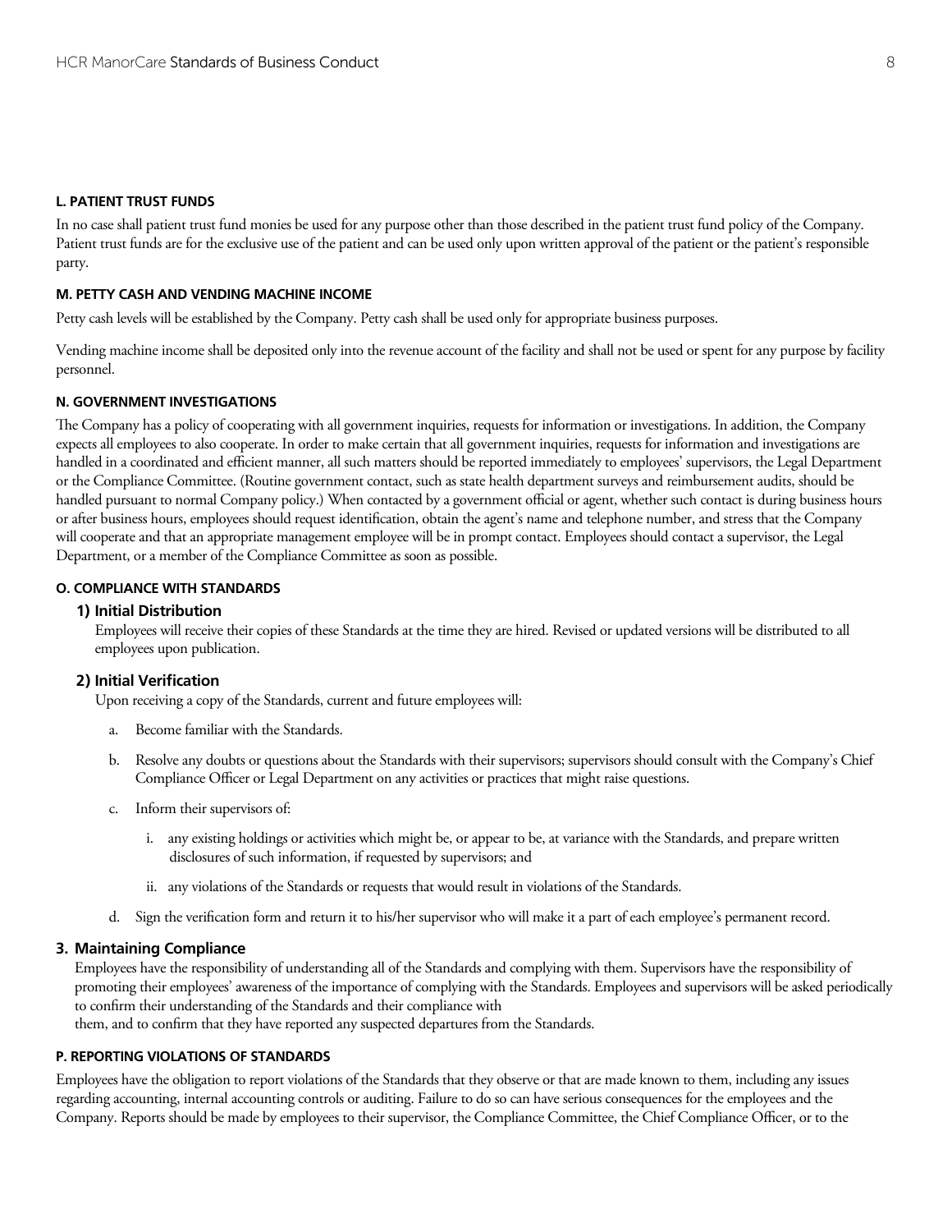### L. PATIENT TRUST FUNDS

In no case shall patient trust fund monies be used for any purpose other than those described in the patient trust fund policy of the Company. Patient trust funds are for the exclusive use of the patient and can be used only upon written approval of the patient or the patient's responsible party.

### M. PETTY CASH AND VENDING MACHINE INCOME

Petty cash levels will be established by the Company. Petty cash shall be used only for appropriate business purposes.

Vending machine income shall be deposited only into the revenue account of the facility and shall not be used or spent for any purpose by facility personnel.

### N. GOVERNMENT INVESTIGATIONS

The Company has a policy of cooperating with all government inquiries, requests for information or investigations. In addition, the Company expects all employees to also cooperate. In order to make certain that all government inquiries, requests for information and investigations are handled in a coordinated and efficient manner, all such matters should be reported immediately to employees' supervisors, the Legal Department or the Compliance Committee. (Routine government contact, such as state health department surveys and reimbursement audits, should be handled pursuant to normal Company policy.) When contacted by a government official or agent, whether such contact is during business hours or after business hours, employees should request identification, obtain the agent's name and telephone number, and stress that the Company will cooperate and that an appropriate management employee will be in prompt contact. Employees should contact a supervisor, the Legal Department, or a member of the Compliance Committee as soon as possible.

### O. COMPLIANCE WITH STANDARDS

#### 1) Initial Distribution

Employees will receive their copies of these Standards at the time they are hired. Revised or updated versions will be distributed to all employees upon publication.

#### 2) Initial Verification

Upon receiving a copy of the Standards, current and future employees will:

a. Become familiar with the Standards.

b. Resolve any doubts or questions about the Standards with their supervisors; supervisors should consult with the Company's Chief Compliance Officer or Legal Department on any activities or practices that might raise questions.

c. Inform their supervisors of:

   i. any existing holdings or activities which might be, or appear to be, at variance with the Standards, and prepare written disclosures of such information, if requested by supervisors; and

   ii. any violations of the Standards or requests that would result in violations of the Standards.

d. Sign the verification form and return it to his/her supervisor who will make it a part of each employee's permanent record.

#### 3. Maintaining Compliance

Employees have the responsibility of understanding all of the Standards and complying with them. Supervisors have the responsibility of promoting their employees' awareness of the importance of complying with the Standards. Employees and supervisors will be asked periodically to confirm their understanding of the Standards and their compliance with them, and to confirm that they have reported any suspected departures from the Standards.

### P. REPORTING VIOLATIONS OF STANDARDS

Employees have the obligation to report violations of the Standards that they observe or that are made known to them, including any issues regarding accounting, internal accounting controls or auditing. Failure to do so can have serious consequences for the employees and the Company. Reports should be made by employees to their supervisor, the Compliance Committee, the Chief Compliance Officer, or to the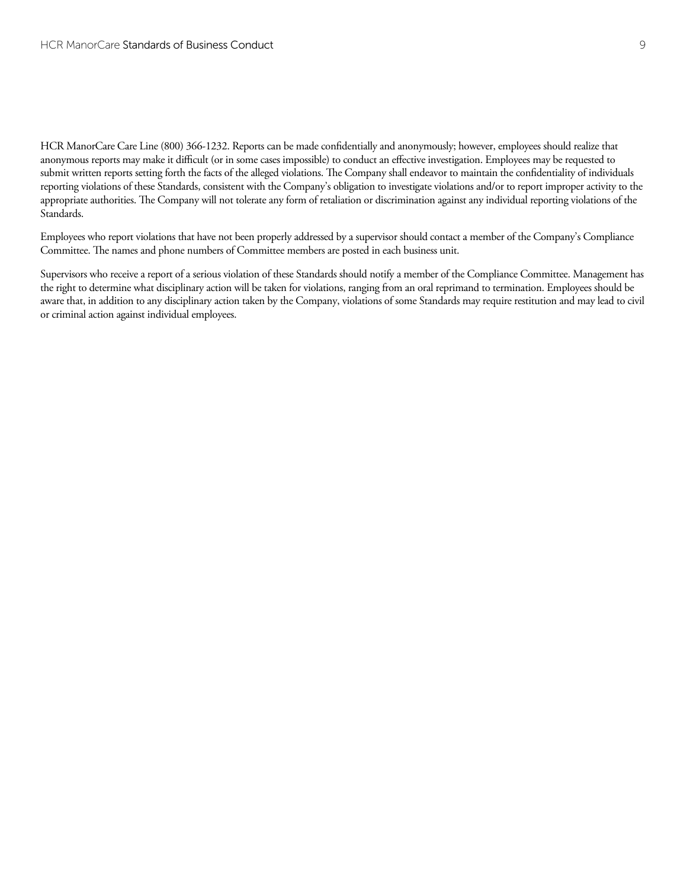HCR ManorCare Care Line (800) 366-1232. Reports can be made confidentially and anonymously; however, employees should realize that anonymous reports may make it difficult (or in some cases impossible) to conduct an effective investigation. Employees may be requested to submit written reports setting forth the facts of the alleged violations. The Company shall endeavor to maintain the confidentiality of individuals reporting violations of these Standards, consistent with the Company's obligation to investigate violations and/or to report improper activity to the appropriate authorities. The Company will not tolerate any form of retaliation or discrimination against any individual reporting violations of the Standards.

Employees who report violations that have not been properly addressed by a supervisor should contact a member of the Company's Compliance Committee. The names and phone numbers of Committee members are posted in each business unit.

Supervisors who receive a report of a serious violation of these Standards should notify a member of the Compliance Committee. Management has the right to determine what disciplinary action will be taken for violations, ranging from an oral reprimand to termination. Employees should be aware that, in addition to any disciplinary action taken by the Company, violations of some Standards may require restitution and may lead to civil or criminal action against individual employees.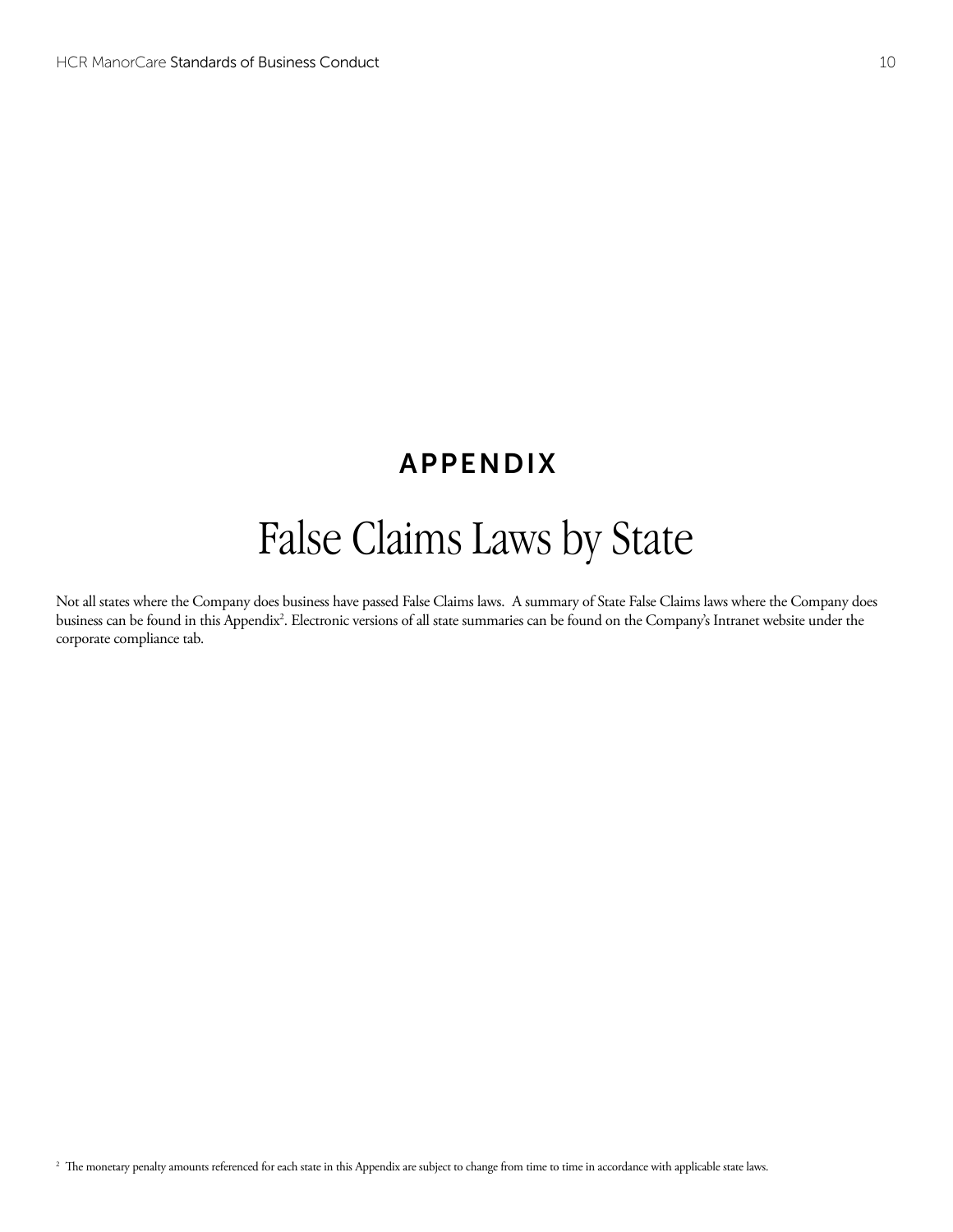## APPENDIX

# False Claims Laws by State

Not all states where the Company does business have passed False Claims laws. A summary of State False Claims laws where the Company does business can be found in this Appendix[2]. Electronic versions of all state summaries can be found on the Company's Intranet website under the corporate compliance tab.

[2] The monetary penalty amounts referenced for each state in this Appendix are subject to change from time to time in accordance with applicable state laws.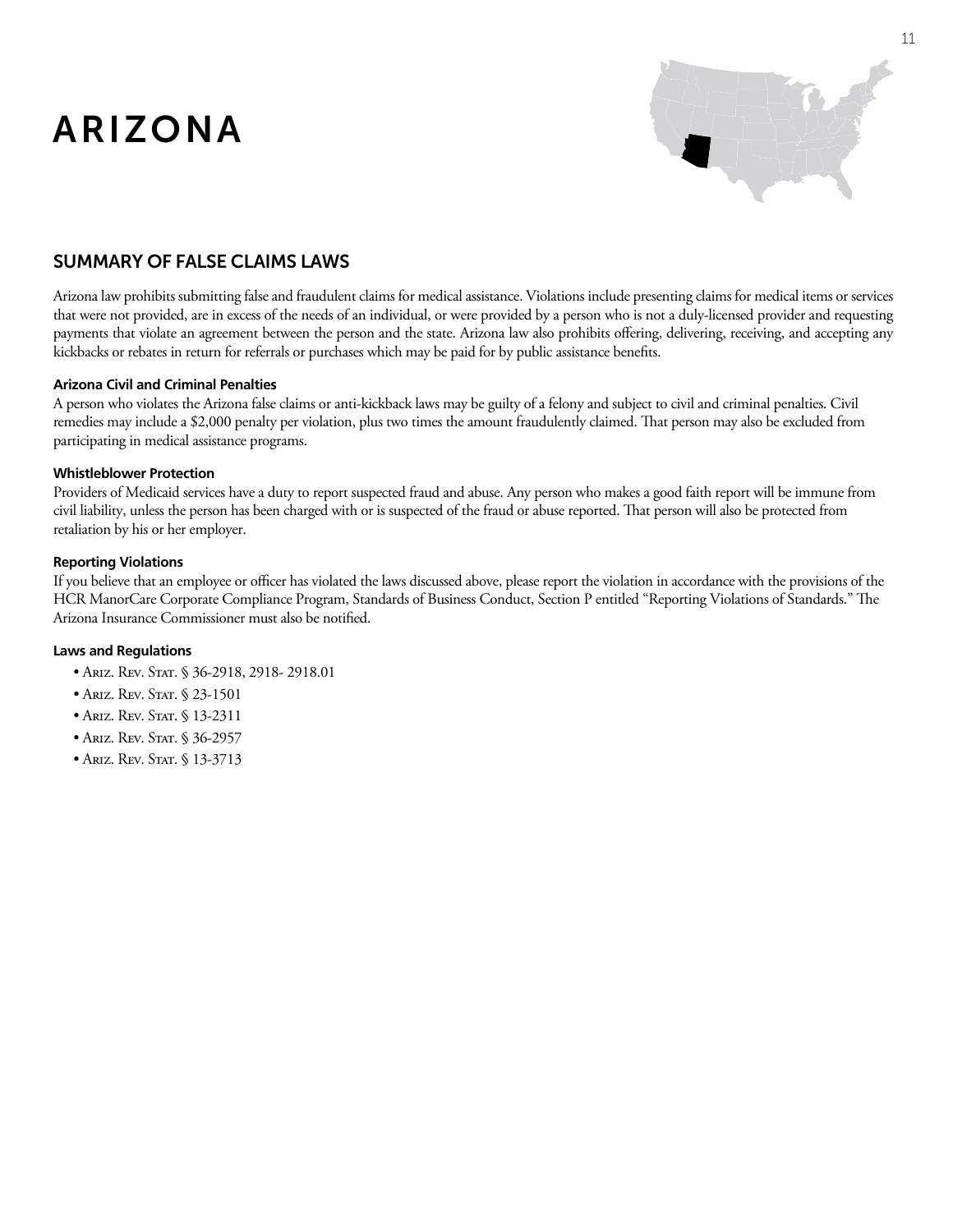# ARIZONA

## SUMMARY OF FALSE CLAIMS LAWS

Arizona law prohibits submitting false and fraudulent claims for medical assistance. Violations include presenting claims for medical items or services that were not provided, are in excess of the needs of an individual, or were provided by a person who is not a duly-licensed provider and requesting payments that violate an agreement between the person and the state. Arizona law also prohibits offering, delivering, receiving, and accepting any kickbacks or rebates in return for referrals or purchases which may be paid for by public assistance benefits.

### Arizona Civil and Criminal Penalties

A person who violates the Arizona false claims or anti-kickback laws may be guilty of a felony and subject to civil and criminal penalties. Civil remedies may include a $2,000 penalty per violation, plus two times the amount fraudulently claimed. That person may also be excluded from participating in medical assistance programs.

### Whistleblower Protection

Providers of Medicaid services have a duty to report suspected fraud and abuse. Any person who makes a good faith report will be immune from civil liability, unless the person has been charged with or is suspected of the fraud or abuse reported. That person will also be protected from retaliation by his or her employer.

### Reporting Violations

If you believe that an employee or officer has violated the laws discussed above, please report the violation in accordance with the provisions of the HCR ManorCare Corporate Compliance Program, Standards of Business Conduct, Section P entitled "Reporting Violations of Standards." The Arizona Insurance Commissioner must also be notified.

### Laws and Regulations

- Ariz. Rev. Stat. § 36-2918, 2918- 2918.01
- Ariz. Rev. Stat. § 23-1501
- Ariz. Rev. Stat. § 13-2311
- Ariz. Rev. Stat. § 36-2957
- Ariz. Rev. Stat. § 13-3713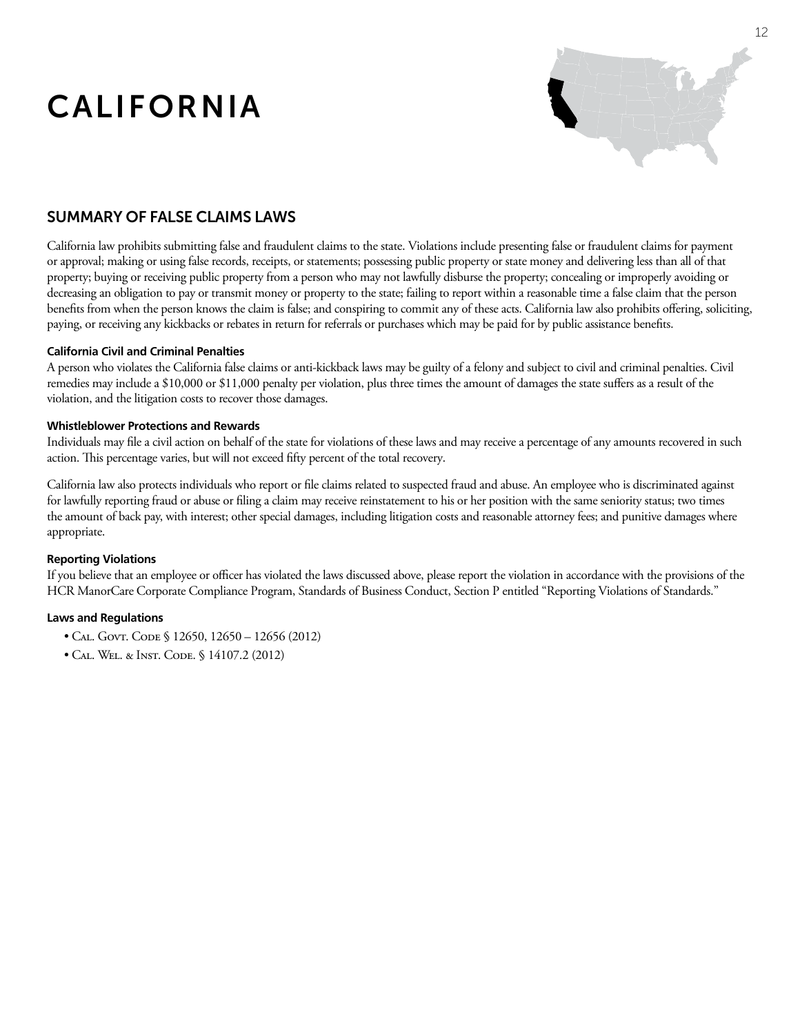# CALIFORNIA

## SUMMARY OF FALSE CLAIMS LAWS

California law prohibits submitting false and fraudulent claims to the state. Violations include presenting false or fraudulent claims for payment or approval; making or using false records, receipts, or statements; possessing public property or state money and delivering less than all of that property; buying or receiving public property from a person who may not lawfully disburse the property; concealing or improperly avoiding or decreasing an obligation to pay or transmit money or property to the state; failing to report within a reasonable time a false claim that the person benefits from when the person knows the claim is false; and conspiring to commit any of these acts. California law also prohibits offering, soliciting, paying, or receiving any kickbacks or rebates in return for referrals or purchases which may be paid for by public assistance benefits.

### California Civil and Criminal Penalties

A person who violates the California false claims or anti-kickback laws may be guilty of a felony and subject to civil and criminal penalties. Civil remedies may include a $10,000 or $11,000 penalty per violation, plus three times the amount of damages the state suffers as a result of the violation, and the litigation costs to recover those damages.

### Whistleblower Protections and Rewards

Individuals may file a civil action on behalf of the state for violations of these laws and may receive a percentage of any amounts recovered in such action. This percentage varies, but will not exceed fifty percent of the total recovery.

California law also protects individuals who report or file claims related to suspected fraud and abuse. An employee who is discriminated against for lawfully reporting fraud or abuse or filing a claim may receive reinstatement to his or her position with the same seniority status; two times the amount of back pay, with interest; other special damages, including litigation costs and reasonable attorney fees; and punitive damages where appropriate.

### Reporting Violations

If you believe that an employee or officer has violated the laws discussed above, please report the violation in accordance with the provisions of the HCR ManorCare Corporate Compliance Program, Standards of Business Conduct, Section P entitled "Reporting Violations of Standards."

### Laws and Regulations

- Cal. Govt. Code § 12650, 12650 – 12656 (2012)
- Cal. Wel. & Inst. Code. § 14107.2 (2012)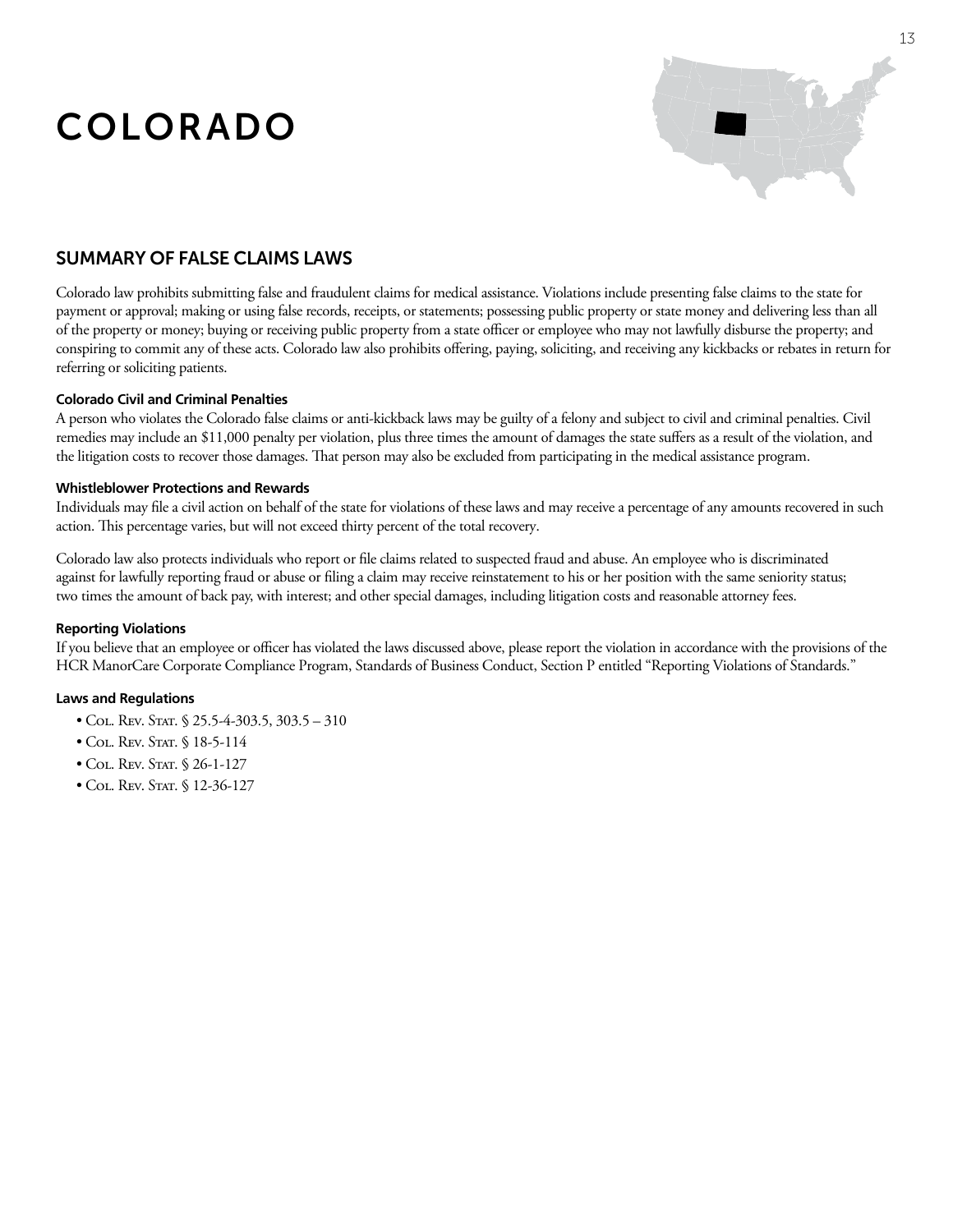# COLORADO

## SUMMARY OF FALSE CLAIMS LAWS

Colorado law prohibits submitting false and fraudulent claims for medical assistance. Violations include presenting false claims to the state for payment or approval; making or using false records, receipts, or statements; possessing public property or state money and delivering less than all of the property or money; buying or receiving public property from a state officer or employee who may not lawfully disburse the property; and conspiring to commit any of these acts. Colorado law also prohibits offering, paying, soliciting, and receiving any kickbacks or rebates in return for referring or soliciting patients.

### Colorado Civil and Criminal Penalties

A person who violates the Colorado false claims or anti-kickback laws may be guilty of a felony and subject to civil and criminal penalties. Civil remedies may include an $11,000 penalty per violation, plus three times the amount of damages the state suffers as a result of the violation, and the litigation costs to recover those damages. That person may also be excluded from participating in the medical assistance program.

### Whistleblower Protections and Rewards

Individuals may file a civil action on behalf of the state for violations of these laws and may receive a percentage of any amounts recovered in such action. This percentage varies, but will not exceed thirty percent of the total recovery.

Colorado law also protects individuals who report or file claims related to suspected fraud and abuse. An employee who is discriminated against for lawfully reporting fraud or abuse or filing a claim may receive reinstatement to his or her position with the same seniority status; two times the amount of back pay, with interest; and other special damages, including litigation costs and reasonable attorney fees.

### Reporting Violations

If you believe that an employee or officer has violated the laws discussed above, please report the violation in accordance with the provisions of the HCR ManorCare Corporate Compliance Program, Standards of Business Conduct, Section P entitled "Reporting Violations of Standards."

### Laws and Regulations

- Col. Rev. Stat. § 25.5-4-303.5, 303.5 – 310
- Col. Rev. Stat. § 18-5-114
- Col. Rev. Stat. § 26-1-127
- Col. Rev. Stat. § 12-36-127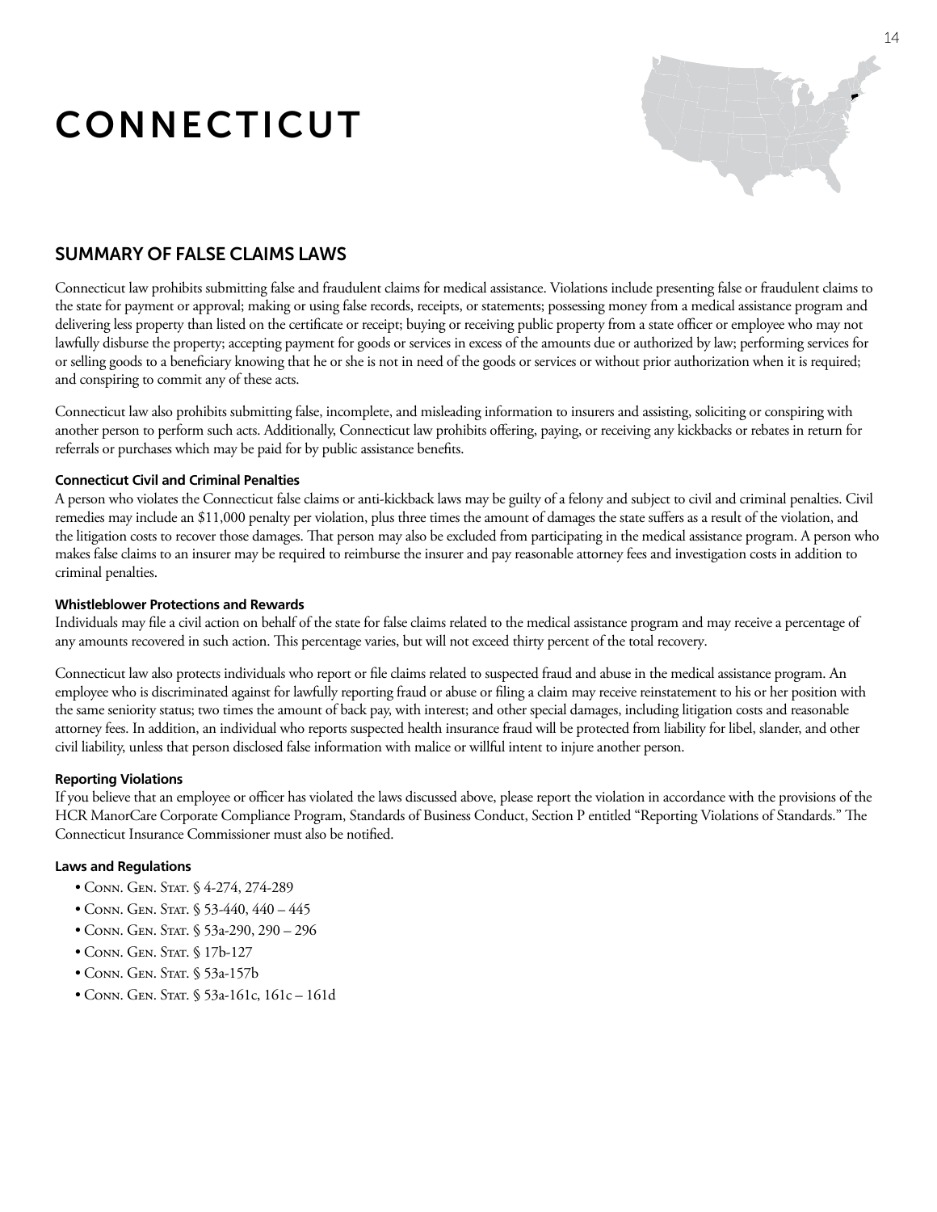# CONNECTICUT

## SUMMARY OF FALSE CLAIMS LAWS

Connecticut law prohibits submitting false and fraudulent claims for medical assistance. Violations include presenting false or fraudulent claims to the state for payment or approval; making or using false records, receipts, or statements; possessing money from a medical assistance program and delivering less property than listed on the certificate or receipt; buying or receiving public property from a state officer or employee who may not lawfully disburse the property; accepting payment for goods or services in excess of the amounts due or authorized by law; performing services for or selling goods to a beneficiary knowing that he or she is not in need of the goods or services or without prior authorization when it is required; and conspiring to commit any of these acts.

Connecticut law also prohibits submitting false, incomplete, and misleading information to insurers and assisting, soliciting or conspiring with another person to perform such acts. Additionally, Connecticut law prohibits offering, paying, or receiving any kickbacks or rebates in return for referrals or purchases which may be paid for by public assistance benefits.

**Connecticut Civil and Criminal Penalties**

A person who violates the Connecticut false claims or anti-kickback laws may be guilty of a felony and subject to civil and criminal penalties. Civil remedies may include an $11,000 penalty per violation, plus three times the amount of damages the state suffers as a result of the violation, and the litigation costs to recover those damages. That person may also be excluded from participating in the medical assistance program. A person who makes false claims to an insurer may be required to reimburse the insurer and pay reasonable attorney fees and investigation costs in addition to criminal penalties.

**Whistleblower Protections and Rewards**

Individuals may file a civil action on behalf of the state for false claims related to the medical assistance program and may receive a percentage of any amounts recovered in such action. This percentage varies, but will not exceed thirty percent of the total recovery.

Connecticut law also protects individuals who report or file claims related to suspected fraud and abuse in the medical assistance program. An employee who is discriminated against for lawfully reporting fraud or abuse or filing a claim may receive reinstatement to his or her position with the same seniority status; two times the amount of back pay, with interest; and other special damages, including litigation costs and reasonable attorney fees. In addition, an individual who reports suspected health insurance fraud will be protected from liability for libel, slander, and other civil liability, unless that person disclosed false information with malice or willful intent to injure another person.

**Reporting Violations**

If you believe that an employee or officer has violated the laws discussed above, please report the violation in accordance with the provisions of the HCR ManorCare Corporate Compliance Program, Standards of Business Conduct, Section P entitled "Reporting Violations of Standards." The Connecticut Insurance Commissioner must also be notified.

**Laws and Regulations**

- Conn. Gen. Stat. § 4-274, 274-289
- Conn. Gen. Stat. § 53-440, 440 – 445
- Conn. Gen. Stat. § 53a-290, 290 – 296
- Conn. Gen. Stat. § 17b-127
- Conn. Gen. Stat. § 53a-157b
- Conn. Gen. Stat. § 53a-161c, 161c – 161d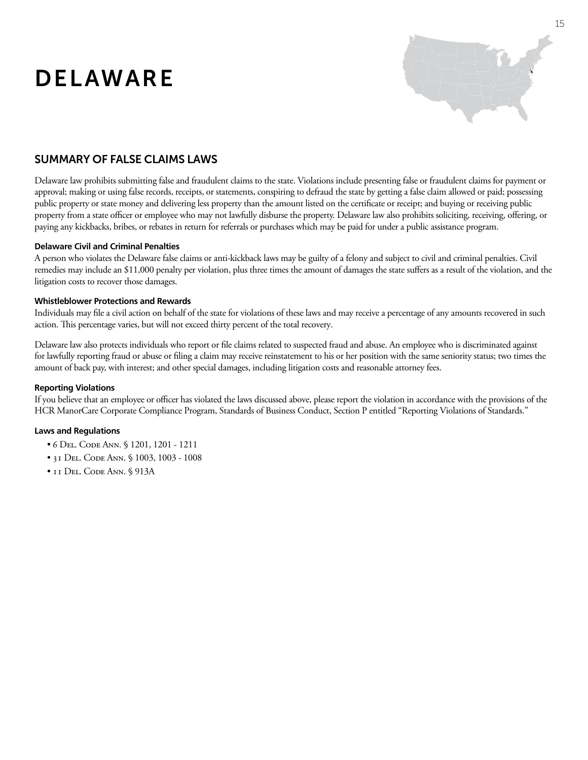# DELAWARE

## SUMMARY OF FALSE CLAIMS LAWS

Delaware law prohibits submitting false and fraudulent claims to the state. Violations include presenting false or fraudulent claims for payment or approval; making or using false records, receipts, or statements, conspiring to defraud the state by getting a false claim allowed or paid; possessing public property or state money and delivering less property than the amount listed on the certificate or receipt; and buying or receiving public property from a state officer or employee who may not lawfully disburse the property. Delaware law also prohibits soliciting, receiving, offering, or paying any kickbacks, bribes, or rebates in return for referrals or purchases which may be paid for under a public assistance program.

### Delaware Civil and Criminal Penalties

A person who violates the Delaware false claims or anti-kickback laws may be guilty of a felony and subject to civil and criminal penalties. Civil remedies may include an $11,000 penalty per violation, plus three times the amount of damages the state suffers as a result of the violation, and the litigation costs to recover those damages.

### Whistleblower Protections and Rewards

Individuals may file a civil action on behalf of the state for violations of these laws and may receive a percentage of any amounts recovered in such action. This percentage varies, but will not exceed thirty percent of the total recovery.

Delaware law also protects individuals who report or file claims related to suspected fraud and abuse. An employee who is discriminated against for lawfully reporting fraud or abuse or filing a claim may receive reinstatement to his or her position with the same seniority status; two times the amount of back pay, with interest; and other special damages, including litigation costs and reasonable attorney fees.

### Reporting Violations

If you believe that an employee or officer has violated the laws discussed above, please report the violation in accordance with the provisions of the HCR ManorCare Corporate Compliance Program, Standards of Business Conduct, Section P entitled "Reporting Violations of Standards."

### Laws and Regulations

- 6 Del. Code Ann. § 1201, 1201 - 1211
- 31 Del. Code Ann. § 1003, 1003 - 1008
- 11 Del. Code Ann. § 913A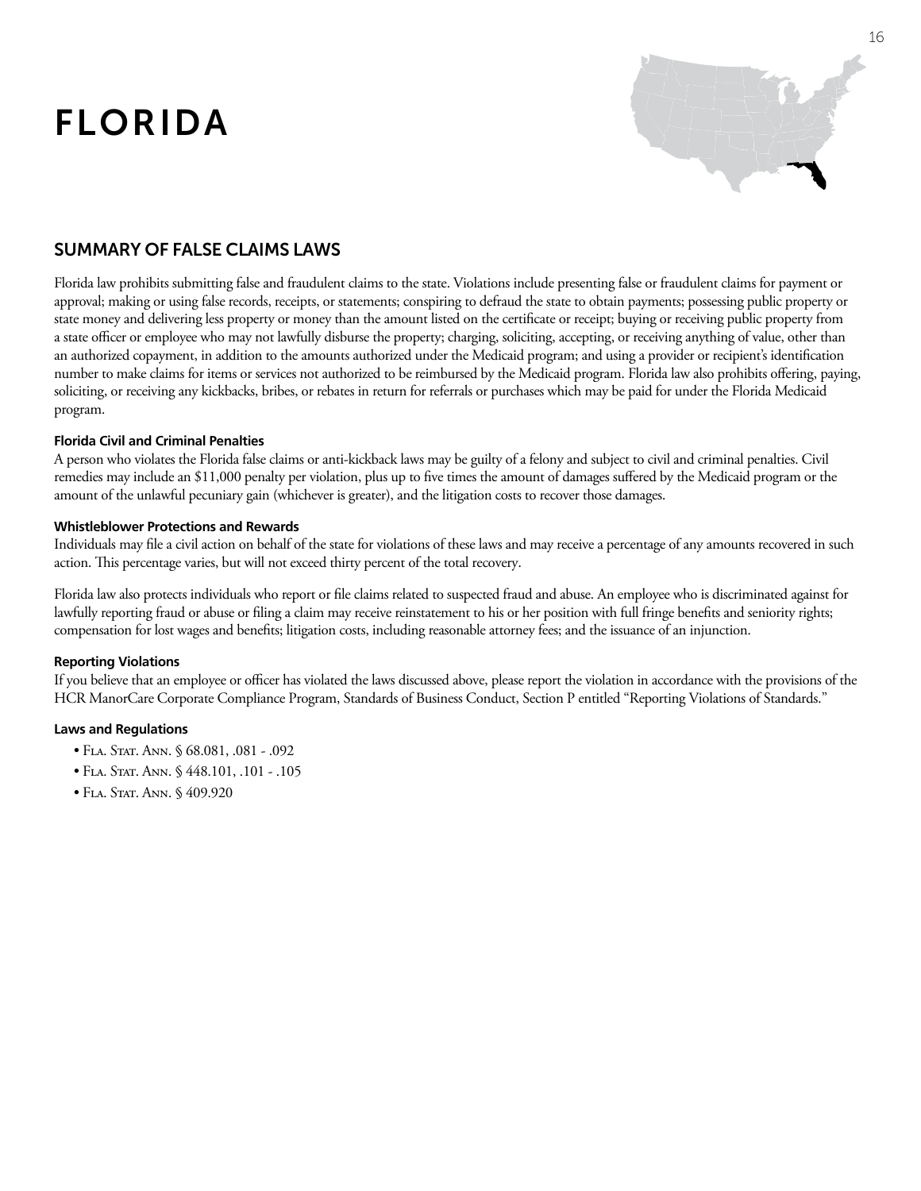# FLORIDA

## SUMMARY OF FALSE CLAIMS LAWS

Florida law prohibits submitting false and fraudulent claims to the state. Violations include presenting false or fraudulent claims for payment or approval; making or using false records, receipts, or statements; conspiring to defraud the state to obtain payments; possessing public property or state money and delivering less property or money than the amount listed on the certificate or receipt; buying or receiving public property from a state officer or employee who may not lawfully disburse the property; charging, soliciting, accepting, or receiving anything of value, other than an authorized copayment, in addition to the amounts authorized under the Medicaid program; and using a provider or recipient's identification number to make claims for items or services not authorized to be reimbursed by the Medicaid program. Florida law also prohibits offering, paying, soliciting, or receiving any kickbacks, bribes, or rebates in return for referrals or purchases which may be paid for under the Florida Medicaid program.

#### Florida Civil and Criminal Penalties

A person who violates the Florida false claims or anti-kickback laws may be guilty of a felony and subject to civil and criminal penalties. Civil remedies may include an $11,000 penalty per violation, plus up to five times the amount of damages suffered by the Medicaid program or the amount of the unlawful pecuniary gain (whichever is greater), and the litigation costs to recover those damages.

#### Whistleblower Protections and Rewards

Individuals may file a civil action on behalf of the state for violations of these laws and may receive a percentage of any amounts recovered in such action. This percentage varies, but will not exceed thirty percent of the total recovery.

Florida law also protects individuals who report or file claims related to suspected fraud and abuse. An employee who is discriminated against for lawfully reporting fraud or abuse or filing a claim may receive reinstatement to his or her position with full fringe benefits and seniority rights; compensation for lost wages and benefits; litigation costs, including reasonable attorney fees; and the issuance of an injunction.

#### Reporting Violations

If you believe that an employee or officer has violated the laws discussed above, please report the violation in accordance with the provisions of the HCR ManorCare Corporate Compliance Program, Standards of Business Conduct, Section P entitled "Reporting Violations of Standards."

#### Laws and Regulations

- Fla. Stat. Ann. § 68.081, .081 - .092
- Fla. Stat. Ann. § 448.101, .101 - .105
- Fla. Stat. Ann. § 409.920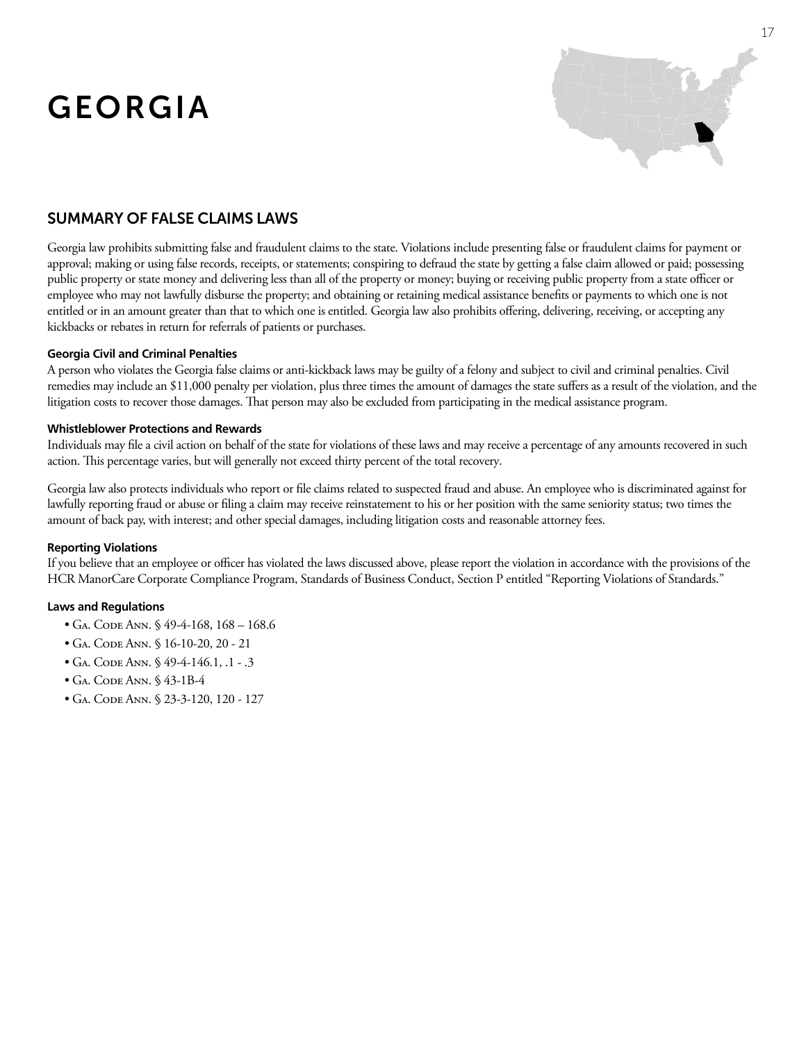# GEORGIA

## SUMMARY OF FALSE CLAIMS LAWS

Georgia law prohibits submitting false and fraudulent claims to the state. Violations include presenting false or fraudulent claims for payment or approval; making or using false records, receipts, or statements; conspiring to defraud the state by getting a false claim allowed or paid; possessing public property or state money and delivering less than all of the property or money; buying or receiving public property from a state officer or employee who may not lawfully disburse the property; and obtaining or retaining medical assistance benefits or payments to which one is not entitled or in an amount greater than that to which one is entitled. Georgia law also prohibits offering, delivering, receiving, or accepting any kickbacks or rebates in return for referrals of patients or purchases.

### Georgia Civil and Criminal Penalties

A person who violates the Georgia false claims or anti-kickback laws may be guilty of a felony and subject to civil and criminal penalties. Civil remedies may include an $11,000 penalty per violation, plus three times the amount of damages the state suffers as a result of the violation, and the litigation costs to recover those damages. That person may also be excluded from participating in the medical assistance program.

### Whistleblower Protections and Rewards

Individuals may file a civil action on behalf of the state for violations of these laws and may receive a percentage of any amounts recovered in such action. This percentage varies, but will generally not exceed thirty percent of the total recovery.

Georgia law also protects individuals who report or file claims related to suspected fraud and abuse. An employee who is discriminated against for lawfully reporting fraud or abuse or filing a claim may receive reinstatement to his or her position with the same seniority status; two times the amount of back pay, with interest; and other special damages, including litigation costs and reasonable attorney fees.

### Reporting Violations

If you believe that an employee or officer has violated the laws discussed above, please report the violation in accordance with the provisions of the HCR ManorCare Corporate Compliance Program, Standards of Business Conduct, Section P entitled "Reporting Violations of Standards."

### Laws and Regulations

- Ga. Code Ann. § 49-4-168, 168 – 168.6
- Ga. Code Ann. § 16-10-20, 20 - 21
- Ga. Code Ann. § 49-4-146.1, .1 - .3
- Ga. Code Ann. § 43-1B-4
- Ga. Code Ann. § 23-3-120, 120 - 127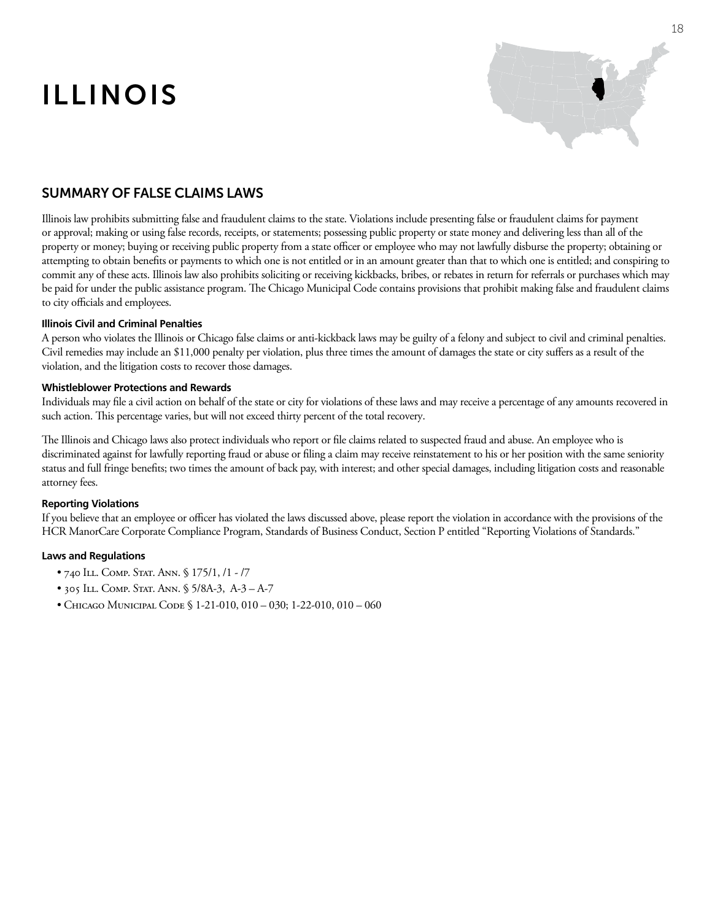# ILLINOIS

## SUMMARY OF FALSE CLAIMS LAWS

Illinois law prohibits submitting false and fraudulent claims to the state. Violations include presenting false or fraudulent claims for payment or approval; making or using false records, receipts, or statements; possessing public property or state money and delivering less than all of the property or money; buying or receiving public property from a state officer or employee who may not lawfully disburse the property; obtaining or attempting to obtain benefits or payments to which one is not entitled or in an amount greater than that to which one is entitled; and conspiring to commit any of these acts. Illinois law also prohibits soliciting or receiving kickbacks, bribes, or rebates in return for referrals or purchases which may be paid for under the public assistance program. The Chicago Municipal Code contains provisions that prohibit making false and fraudulent claims to city officials and employees.

#### Illinois Civil and Criminal Penalties

A person who violates the Illinois or Chicago false claims or anti-kickback laws may be guilty of a felony and subject to civil and criminal penalties. Civil remedies may include an $11,000 penalty per violation, plus three times the amount of damages the state or city suffers as a result of the violation, and the litigation costs to recover those damages.

#### Whistleblower Protections and Rewards

Individuals may file a civil action on behalf of the state or city for violations of these laws and may receive a percentage of any amounts recovered in such action. This percentage varies, but will not exceed thirty percent of the total recovery.

The Illinois and Chicago laws also protect individuals who report or file claims related to suspected fraud and abuse. An employee who is discriminated against for lawfully reporting fraud or abuse or filing a claim may receive reinstatement to his or her position with the same seniority status and full fringe benefits; two times the amount of back pay, with interest; and other special damages, including litigation costs and reasonable attorney fees.

#### Reporting Violations

If you believe that an employee or officer has violated the laws discussed above, please report the violation in accordance with the provisions of the HCR ManorCare Corporate Compliance Program, Standards of Business Conduct, Section P entitled "Reporting Violations of Standards."

#### Laws and Regulations

- 740 Ill. Comp. Stat. Ann. § 175/1, /1 - /7
- 305 Ill. Comp. Stat. Ann. § 5/8A-3, A-3 – A-7
- Chicago Municipal Code § 1-21-010, 010 – 030; 1-22-010, 010 – 060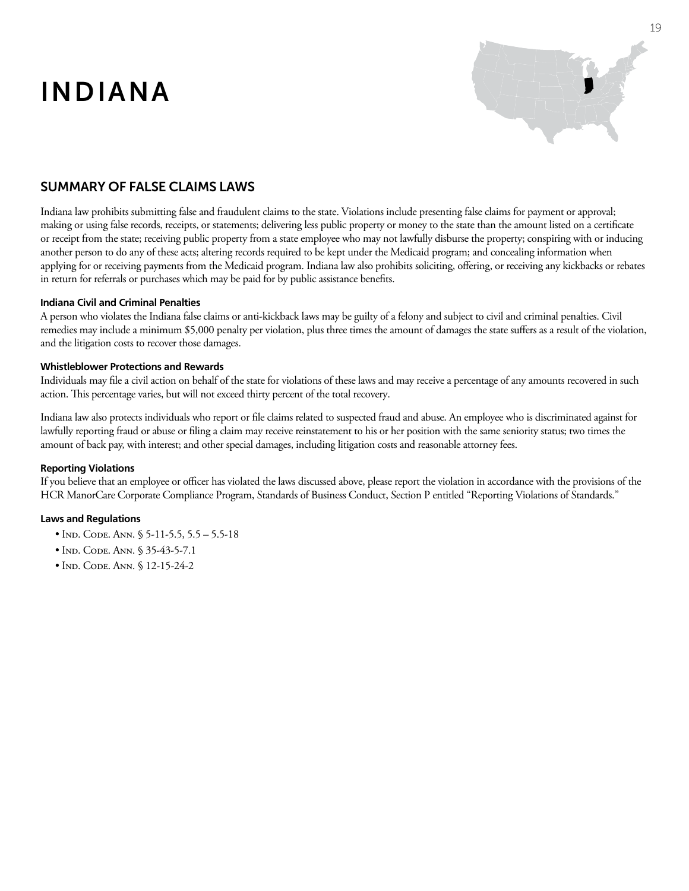# INDIANA

## SUMMARY OF FALSE CLAIMS LAWS

Indiana law prohibits submitting false and fraudulent claims to the state. Violations include presenting false claims for payment or approval; making or using false records, receipts, or statements; delivering less public property or money to the state than the amount listed on a certificate or receipt from the state; receiving public property from a state employee who may not lawfully disburse the property; conspiring with or inducing another person to do any of these acts; altering records required to be kept under the Medicaid program; and concealing information when applying for or receiving payments from the Medicaid program. Indiana law also prohibits soliciting, offering, or receiving any kickbacks or rebates in return for referrals or purchases which may be paid for by public assistance benefits.

### Indiana Civil and Criminal Penalties

A person who violates the Indiana false claims or anti-kickback laws may be guilty of a felony and subject to civil and criminal penalties. Civil remedies may include a minimum $5,000 penalty per violation, plus three times the amount of damages the state suffers as a result of the violation, and the litigation costs to recover those damages.

### Whistleblower Protections and Rewards

Individuals may file a civil action on behalf of the state for violations of these laws and may receive a percentage of any amounts recovered in such action. This percentage varies, but will not exceed thirty percent of the total recovery.

Indiana law also protects individuals who report or file claims related to suspected fraud and abuse. An employee who is discriminated against for lawfully reporting fraud or abuse or filing a claim may receive reinstatement to his or her position with the same seniority status; two times the amount of back pay, with interest; and other special damages, including litigation costs and reasonable attorney fees.

### Reporting Violations

If you believe that an employee or officer has violated the laws discussed above, please report the violation in accordance with the provisions of the HCR ManorCare Corporate Compliance Program, Standards of Business Conduct, Section P entitled "Reporting Violations of Standards."

### Laws and Regulations

- Ind. Code. Ann. § 5-11-5.5, 5.5 – 5.5-18
- Ind. Code. Ann. § 35-43-5-7.1
- Ind. Code. Ann. § 12-15-24-2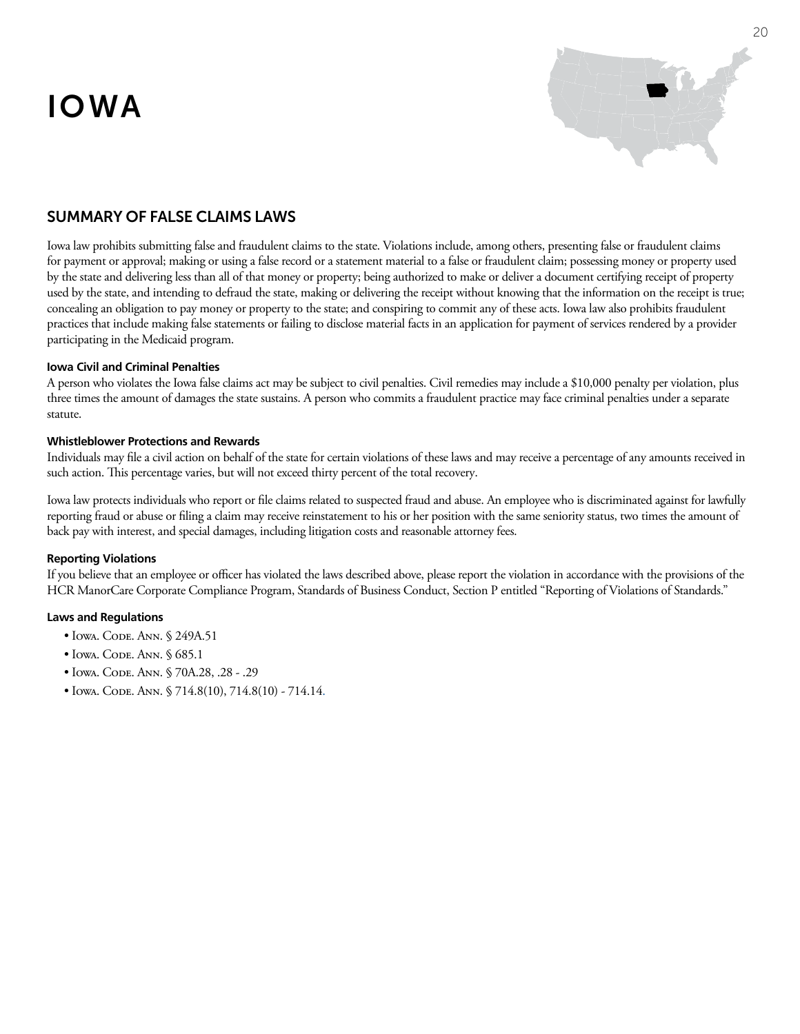# IOWA

## SUMMARY OF FALSE CLAIMS LAWS

Iowa law prohibits submitting false and fraudulent claims to the state. Violations include, among others, presenting false or fraudulent claims for payment or approval; making or using a false record or a statement material to a false or fraudulent claim; possessing money or property used by the state and delivering less than all of that money or property; being authorized to make or deliver a document certifying receipt of property used by the state, and intending to defraud the state, making or delivering the receipt without knowing that the information on the receipt is true; concealing an obligation to pay money or property to the state; and conspiring to commit any of these acts. Iowa law also prohibits fraudulent practices that include making false statements or failing to disclose material facts in an application for payment of services rendered by a provider participating in the Medicaid program.

#### Iowa Civil and Criminal Penalties

A person who violates the Iowa false claims act may be subject to civil penalties. Civil remedies may include a $10,000 penalty per violation, plus three times the amount of damages the state sustains. A person who commits a fraudulent practice may face criminal penalties under a separate statute.

#### Whistleblower Protections and Rewards

Individuals may file a civil action on behalf of the state for certain violations of these laws and may receive a percentage of any amounts received in such action. This percentage varies, but will not exceed thirty percent of the total recovery.

Iowa law protects individuals who report or file claims related to suspected fraud and abuse. An employee who is discriminated against for lawfully reporting fraud or abuse or filing a claim may receive reinstatement to his or her position with the same seniority status, two times the amount of back pay with interest, and special damages, including litigation costs and reasonable attorney fees.

#### Reporting Violations

If you believe that an employee or officer has violated the laws described above, please report the violation in accordance with the provisions of the HCR ManorCare Corporate Compliance Program, Standards of Business Conduct, Section P entitled "Reporting of Violations of Standards."

#### Laws and Regulations

- Iowa. Code. Ann. § 249A.51
- Iowa. Code. Ann. § 685.1
- Iowa. Code. Ann. § 70A.28, .28 - .29
- Iowa. Code. Ann. § 714.8(10), 714.8(10) - 714.14.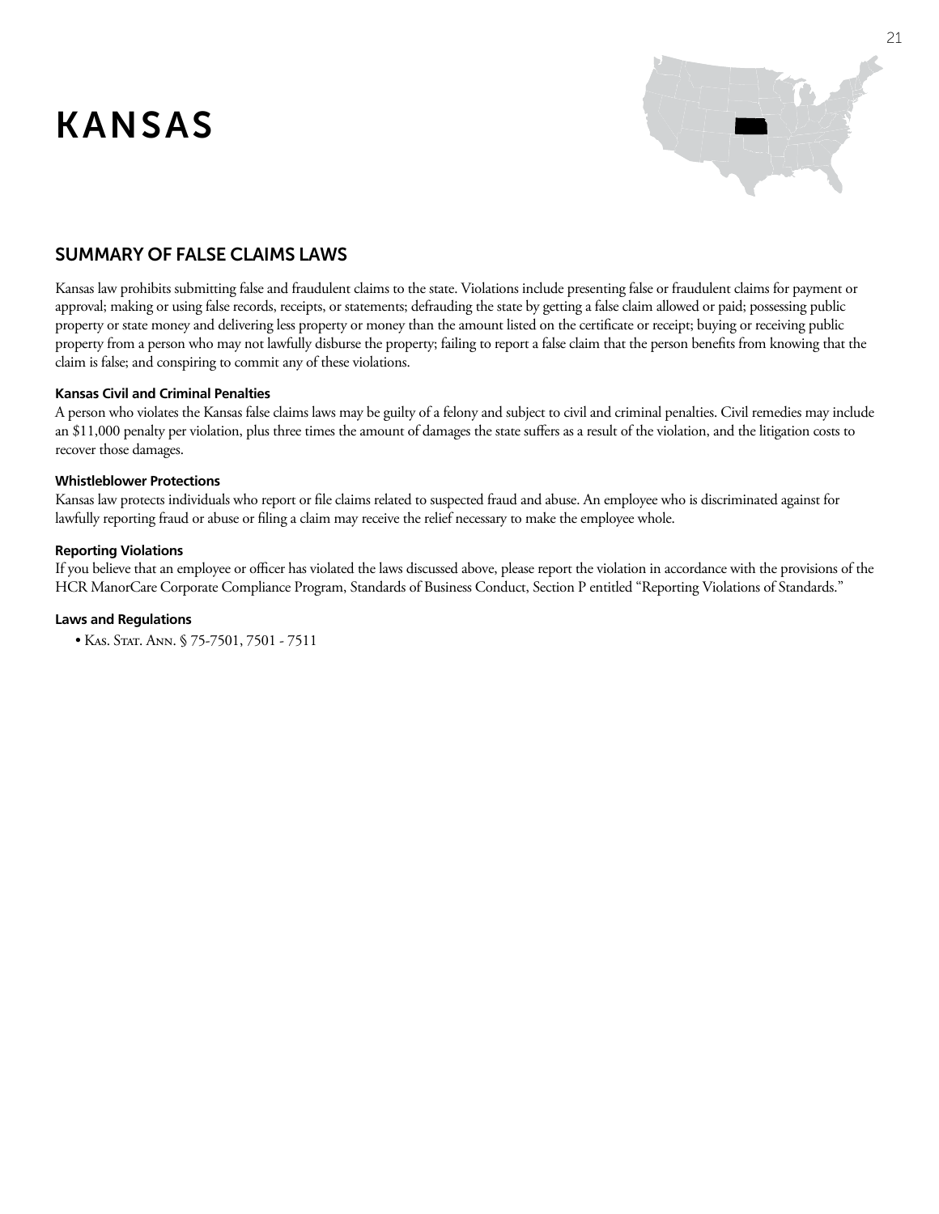# KANSAS

## SUMMARY OF FALSE CLAIMS LAWS

Kansas law prohibits submitting false and fraudulent claims to the state. Violations include presenting false or fraudulent claims for payment or approval; making or using false records, receipts, or statements; defrauding the state by getting a false claim allowed or paid; possessing public property or state money and delivering less property or money than the amount listed on the certificate or receipt; buying or receiving public property from a person who may not lawfully disburse the property; failing to report a false claim that the person benefits from knowing that the claim is false; and conspiring to commit any of these violations.

### Kansas Civil and Criminal Penalties

A person who violates the Kansas false claims laws may be guilty of a felony and subject to civil and criminal penalties. Civil remedies may include an $11,000 penalty per violation, plus three times the amount of damages the state suffers as a result of the violation, and the litigation costs to recover those damages.

### Whistleblower Protections

Kansas law protects individuals who report or file claims related to suspected fraud and abuse. An employee who is discriminated against for lawfully reporting fraud or abuse or filing a claim may receive the relief necessary to make the employee whole.

### Reporting Violations

If you believe that an employee or officer has violated the laws discussed above, please report the violation in accordance with the provisions of the HCR ManorCare Corporate Compliance Program, Standards of Business Conduct, Section P entitled "Reporting Violations of Standards."

### Laws and Regulations

- Kas. Stat. Ann. § 75-7501, 7501 - 7511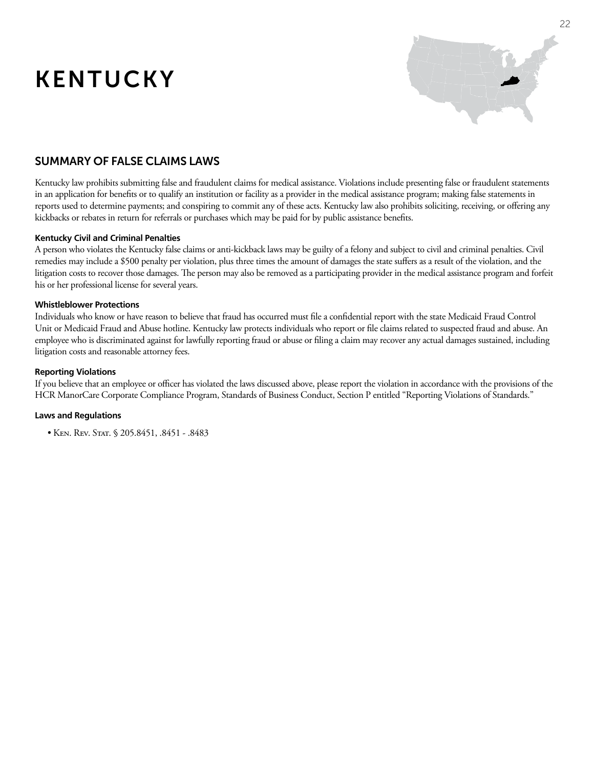# KENTUCKY

## SUMMARY OF FALSE CLAIMS LAWS

Kentucky law prohibits submitting false and fraudulent claims for medical assistance. Violations include presenting false or fraudulent statements in an application for benefits or to qualify an institution or facility as a provider in the medical assistance program; making false statements in reports used to determine payments; and conspiring to commit any of these acts. Kentucky law also prohibits soliciting, receiving, or offering any kickbacks or rebates in return for referrals or purchases which may be paid for by public assistance benefits.

### Kentucky Civil and Criminal Penalties

A person who violates the Kentucky false claims or anti-kickback laws may be guilty of a felony and subject to civil and criminal penalties. Civil remedies may include a $500 penalty per violation, plus three times the amount of damages the state suffers as a result of the violation, and the litigation costs to recover those damages. The person may also be removed as a participating provider in the medical assistance program and forfeit his or her professional license for several years.

### Whistleblower Protections

Individuals who know or have reason to believe that fraud has occurred must file a confidential report with the state Medicaid Fraud Control Unit or Medicaid Fraud and Abuse hotline. Kentucky law protects individuals who report or file claims related to suspected fraud and abuse. An employee who is discriminated against for lawfully reporting fraud or abuse or filing a claim may recover any actual damages sustained, including litigation costs and reasonable attorney fees.

### Reporting Violations

If you believe that an employee or officer has violated the laws discussed above, please report the violation in accordance with the provisions of the HCR ManorCare Corporate Compliance Program, Standards of Business Conduct, Section P entitled "Reporting Violations of Standards."

### Laws and Regulations

- Ken. Rev. Stat. § 205.8451, .8451 - .8483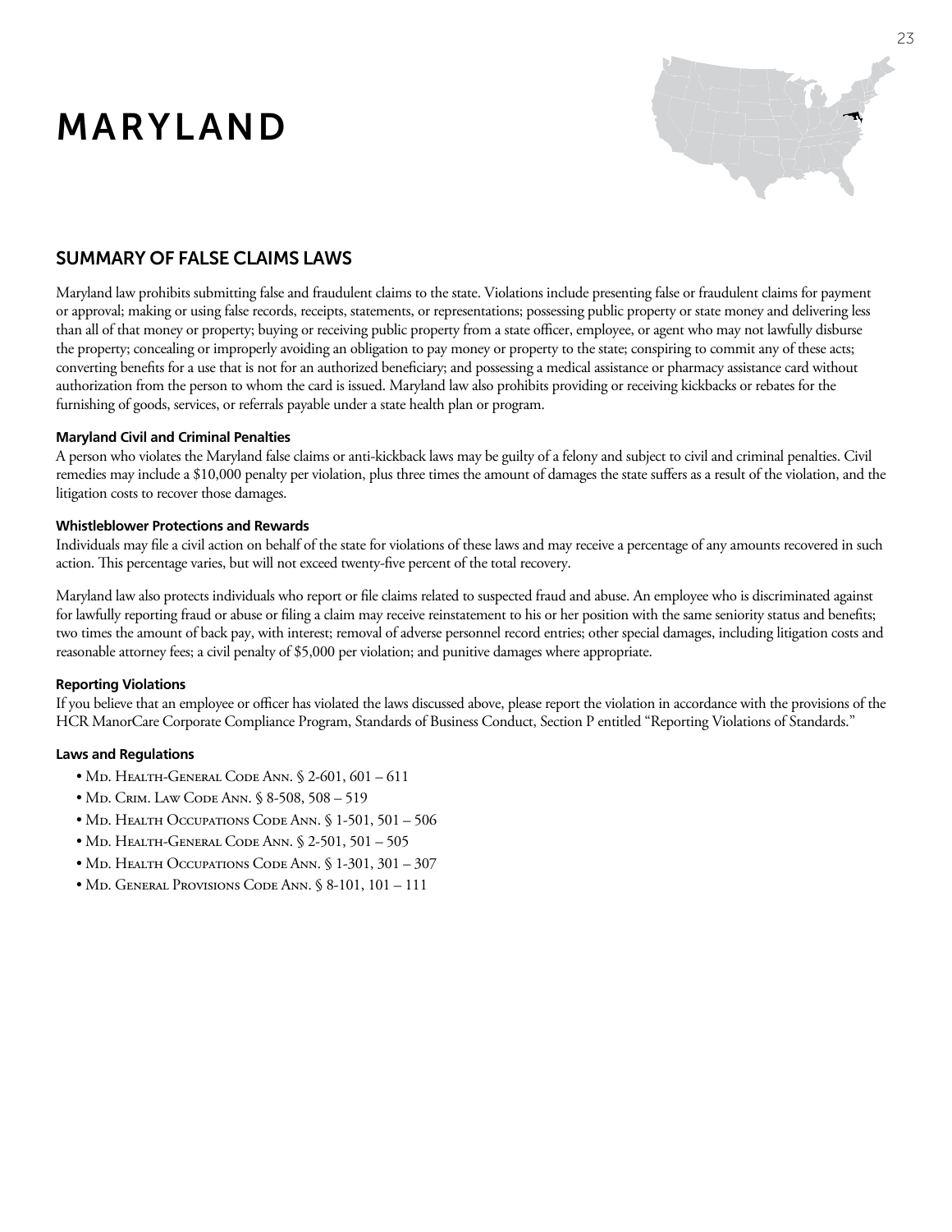# MARYLAND

## SUMMARY OF FALSE CLAIMS LAWS

Maryland law prohibits submitting false and fraudulent claims to the state. Violations include presenting false or fraudulent claims for payment or approval; making or using false records, receipts, statements, or representations; possessing public property or state money and delivering less than all of that money or property; buying or receiving public property from a state officer, employee, or agent who may not lawfully disburse the property; concealing or improperly avoiding an obligation to pay money or property to the state; conspiring to commit any of these acts; converting benefits for a use that is not for an authorized beneficiary; and possessing a medical assistance or pharmacy assistance card without authorization from the person to whom the card is issued. Maryland law also prohibits providing or receiving kickbacks or rebates for the furnishing of goods, services, or referrals payable under a state health plan or program.

#### Maryland Civil and Criminal Penalties

A person who violates the Maryland false claims or anti-kickback laws may be guilty of a felony and subject to civil and criminal penalties. Civil remedies may include a $10,000 penalty per violation, plus three times the amount of damages the state suffers as a result of the violation, and the litigation costs to recover those damages.

#### Whistleblower Protections and Rewards

Individuals may file a civil action on behalf of the state for violations of these laws and may receive a percentage of any amounts recovered in such action. This percentage varies, but will not exceed twenty-five percent of the total recovery.

Maryland law also protects individuals who report or file claims related to suspected fraud and abuse. An employee who is discriminated against for lawfully reporting fraud or abuse or filing a claim may receive reinstatement to his or her position with the same seniority status and benefits; two times the amount of back pay, with interest; removal of adverse personnel record entries; other special damages, including litigation costs and reasonable attorney fees; a civil penalty of $5,000 per violation; and punitive damages where appropriate.

#### Reporting Violations

If you believe that an employee or officer has violated the laws discussed above, please report the violation in accordance with the provisions of the HCR ManorCare Corporate Compliance Program, Standards of Business Conduct, Section P entitled "Reporting Violations of Standards."

#### Laws and Regulations

- Md. Health-General Code Ann. § 2-601, 601 – 611
- Md. Crim. Law Code Ann. § 8-508, 508 – 519
- Md. Health Occupations Code Ann. § 1-501, 501 – 506
- Md. Health-General Code Ann. § 2-501, 501 – 505
- Md. Health Occupations Code Ann. § 1-301, 301 – 307
- Md. General Provisions Code Ann. § 8-101, 101 – 111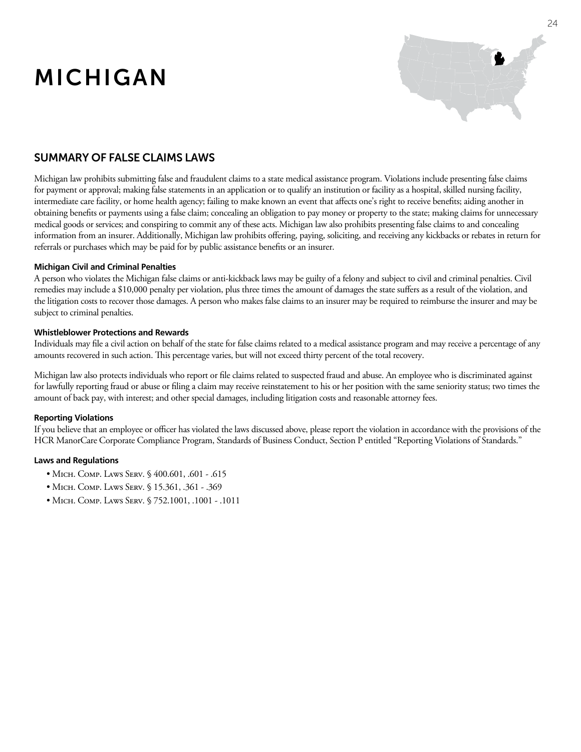# MICHIGAN

## SUMMARY OF FALSE CLAIMS LAWS

Michigan law prohibits submitting false and fraudulent claims to a state medical assistance program. Violations include presenting false claims for payment or approval; making false statements in an application or to qualify an institution or facility as a hospital, skilled nursing facility, intermediate care facility, or home health agency; failing to make known an event that affects one's right to receive benefits; aiding another in obtaining benefits or payments using a false claim; concealing an obligation to pay money or property to the state; making claims for unnecessary medical goods or services; and conspiring to commit any of these acts. Michigan law also prohibits presenting false claims to and concealing information from an insurer. Additionally, Michigan law prohibits offering, paying, soliciting, and receiving any kickbacks or rebates in return for referrals or purchases which may be paid for by public assistance benefits or an insurer.

#### Michigan Civil and Criminal Penalties

A person who violates the Michigan false claims or anti-kickback laws may be guilty of a felony and subject to civil and criminal penalties. Civil remedies may include a $10,000 penalty per violation, plus three times the amount of damages the state suffers as a result of the violation, and the litigation costs to recover those damages. A person who makes false claims to an insurer may be required to reimburse the insurer and may be subject to criminal penalties.

#### Whistleblower Protections and Rewards

Individuals may file a civil action on behalf of the state for false claims related to a medical assistance program and may receive a percentage of any amounts recovered in such action. This percentage varies, but will not exceed thirty percent of the total recovery.

Michigan law also protects individuals who report or file claims related to suspected fraud and abuse. An employee who is discriminated against for lawfully reporting fraud or abuse or filing a claim may receive reinstatement to his or her position with the same seniority status; two times the amount of back pay, with interest; and other special damages, including litigation costs and reasonable attorney fees.

#### Reporting Violations

If you believe that an employee or officer has violated the laws discussed above, please report the violation in accordance with the provisions of the HCR ManorCare Corporate Compliance Program, Standards of Business Conduct, Section P entitled "Reporting Violations of Standards."

#### Laws and Regulations

- Mich. Comp. Laws Serv. § 400.601, .601 - .615
- Mich. Comp. Laws Serv. § 15.361, .361 - .369
- Mich. Comp. Laws Serv. § 752.1001, .1001 - .1011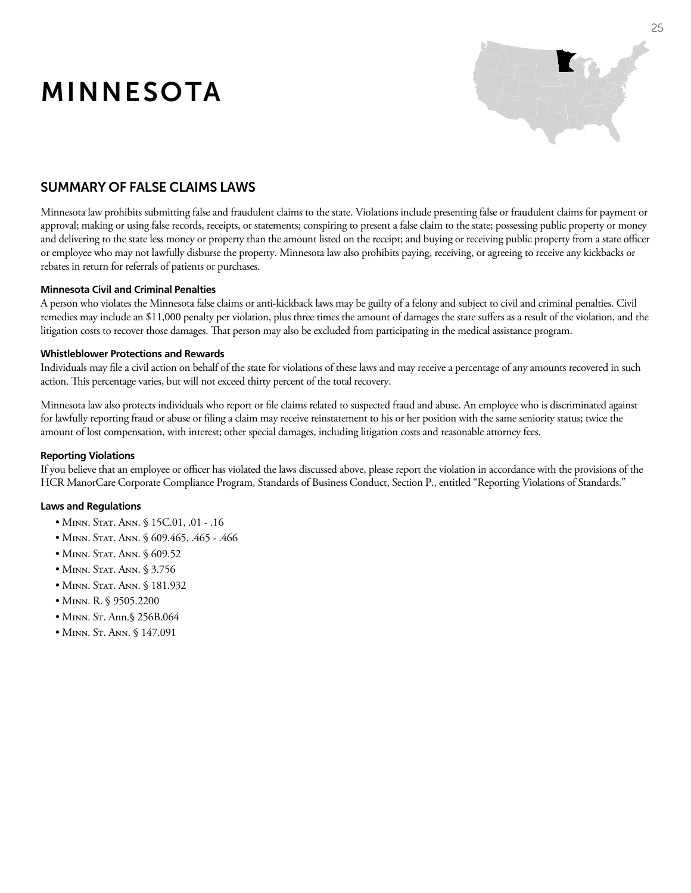# MINNESOTA

## SUMMARY OF FALSE CLAIMS LAWS

Minnesota law prohibits submitting false and fraudulent claims to the state. Violations include presenting false or fraudulent claims for payment or approval; making or using false records, receipts, or statements; conspiring to present a false claim to the state; possessing public property or money and delivering to the state less money or property than the amount listed on the receipt; and buying or receiving public property from a state officer or employee who may not lawfully disburse the property. Minnesota law also prohibits paying, receiving, or agreeing to receive any kickbacks or rebates in return for referrals of patients or purchases.

**Minnesota Civil and Criminal Penalties**

A person who violates the Minnesota false claims or anti-kickback laws may be guilty of a felony and subject to civil and criminal penalties. Civil remedies may include an $11,000 penalty per violation, plus three times the amount of damages the state suffers as a result of the violation, and the litigation costs to recover those damages. That person may also be excluded from participating in the medical assistance program.

**Whistleblower Protections and Rewards**

Individuals may file a civil action on behalf of the state for violations of these laws and may receive a percentage of any amounts recovered in such action. This percentage varies, but will not exceed thirty percent of the total recovery.

Minnesota law also protects individuals who report or file claims related to suspected fraud and abuse. An employee who is discriminated against for lawfully reporting fraud or abuse or filing a claim may receive reinstatement to his or her position with the same seniority status; twice the amount of lost compensation, with interest; other special damages, including litigation costs and reasonable attorney fees.

**Reporting Violations**

If you believe that an employee or officer has violated the laws discussed above, please report the violation in accordance with the provisions of the HCR ManorCare Corporate Compliance Program, Standards of Business Conduct, Section P., entitled "Reporting Violations of Standards."

**Laws and Regulations**

- Minn. Stat. Ann. § 15C.01, .01 - .16
- Minn. Stat. Ann. § 609.465, .465 - .466
- Minn. Stat. Ann. § 609.52
- Minn. Stat. Ann. § 3.756
- Minn. Stat. Ann. § 181.932
- Minn. R. § 9505.2200
- Minn. St. Ann.§ 256B.064
- Minn. St. Ann. § 147.091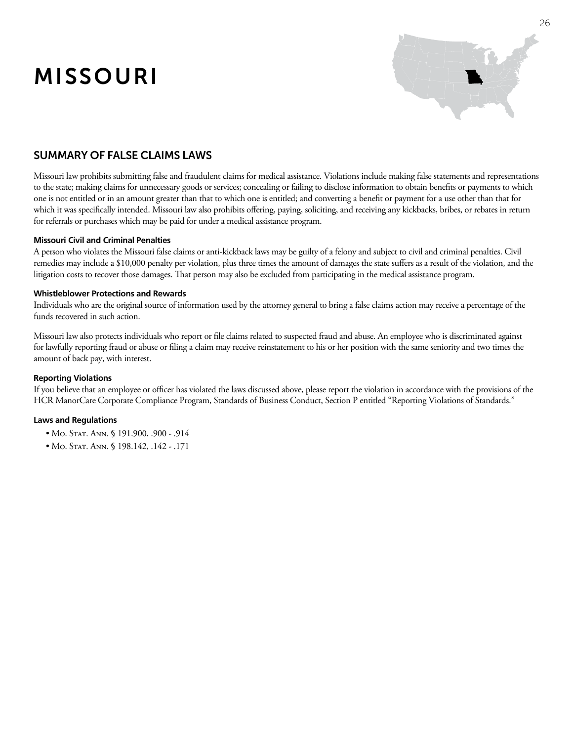# MISSOURI

## SUMMARY OF FALSE CLAIMS LAWS

Missouri law prohibits submitting false and fraudulent claims for medical assistance. Violations include making false statements and representations to the state; making claims for unnecessary goods or services; concealing or failing to disclose information to obtain benefits or payments to which one is not entitled or in an amount greater than that to which one is entitled; and converting a benefit or payment for a use other than that for which it was specifically intended. Missouri law also prohibits offering, paying, soliciting, and receiving any kickbacks, bribes, or rebates in return for referrals or purchases which may be paid for under a medical assistance program.

### Missouri Civil and Criminal Penalties

A person who violates the Missouri false claims or anti-kickback laws may be guilty of a felony and subject to civil and criminal penalties. Civil remedies may include a $10,000 penalty per violation, plus three times the amount of damages the state suffers as a result of the violation, and the litigation costs to recover those damages. That person may also be excluded from participating in the medical assistance program.

### Whistleblower Protections and Rewards

Individuals who are the original source of information used by the attorney general to bring a false claims action may receive a percentage of the funds recovered in such action.

Missouri law also protects individuals who report or file claims related to suspected fraud and abuse. An employee who is discriminated against for lawfully reporting fraud or abuse or filing a claim may receive reinstatement to his or her position with the same seniority and two times the amount of back pay, with interest.

### Reporting Violations

If you believe that an employee or officer has violated the laws discussed above, please report the violation in accordance with the provisions of the HCR ManorCare Corporate Compliance Program, Standards of Business Conduct, Section P entitled "Reporting Violations of Standards."

### Laws and Regulations

- Mo. Stat. Ann. § 191.900, .900 - .914
- Mo. Stat. Ann. § 198.142, .142 - .171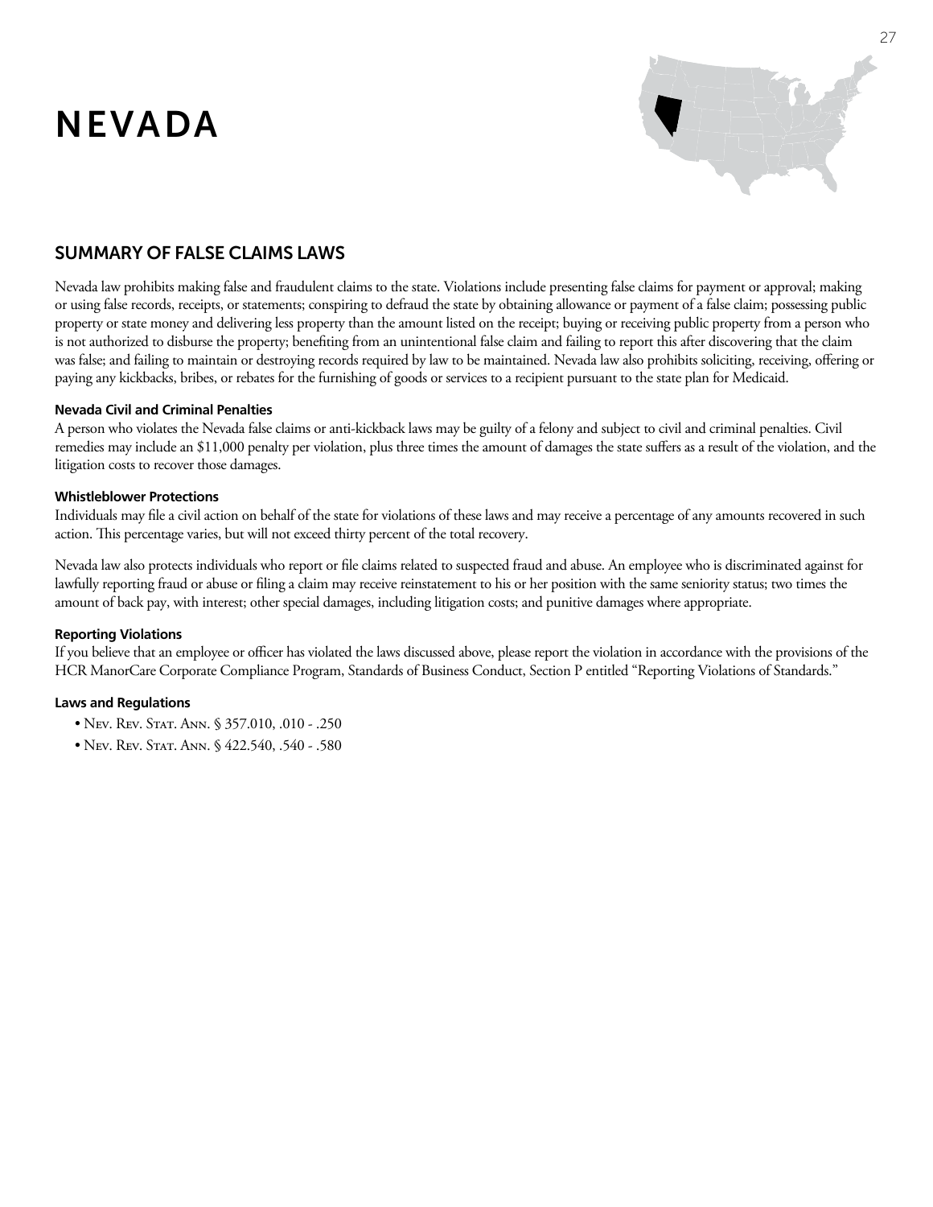# NEVADA

## SUMMARY OF FALSE CLAIMS LAWS

Nevada law prohibits making false and fraudulent claims to the state. Violations include presenting false claims for payment or approval; making or using false records, receipts, or statements; conspiring to defraud the state by obtaining allowance or payment of a false claim; possessing public property or state money and delivering less property than the amount listed on the receipt; buying or receiving public property from a person who is not authorized to disburse the property; benefiting from an unintentional false claim and failing to report this after discovering that the claim was false; and failing to maintain or destroying records required by law to be maintained. Nevada law also prohibits soliciting, receiving, offering or paying any kickbacks, bribes, or rebates for the furnishing of goods or services to a recipient pursuant to the state plan for Medicaid.

### Nevada Civil and Criminal Penalties

A person who violates the Nevada false claims or anti-kickback laws may be guilty of a felony and subject to civil and criminal penalties. Civil remedies may include an $11,000 penalty per violation, plus three times the amount of damages the state suffers as a result of the violation, and the litigation costs to recover those damages.

### Whistleblower Protections

Individuals may file a civil action on behalf of the state for violations of these laws and may receive a percentage of any amounts recovered in such action. This percentage varies, but will not exceed thirty percent of the total recovery.

Nevada law also protects individuals who report or file claims related to suspected fraud and abuse. An employee who is discriminated against for lawfully reporting fraud or abuse or filing a claim may receive reinstatement to his or her position with the same seniority status; two times the amount of back pay, with interest; other special damages, including litigation costs; and punitive damages where appropriate.

### Reporting Violations

If you believe that an employee or officer has violated the laws discussed above, please report the violation in accordance with the provisions of the HCR ManorCare Corporate Compliance Program, Standards of Business Conduct, Section P entitled "Reporting Violations of Standards."

### Laws and Regulations

- Nev. Rev. Stat. Ann. § 357.010, .010 - .250
- Nev. Rev. Stat. Ann. § 422.540, .540 - .580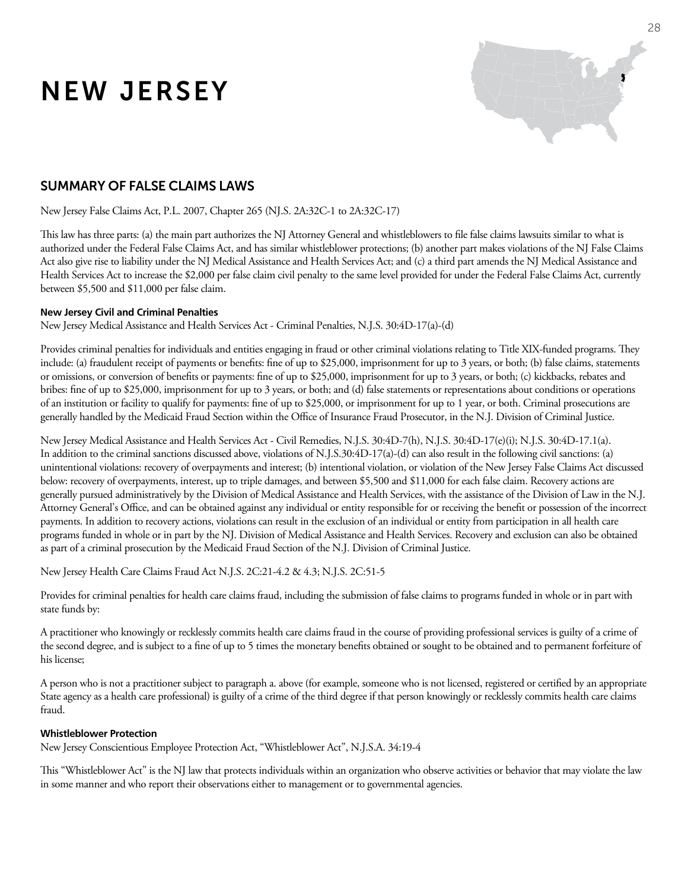# NEW JERSEY

## SUMMARY OF FALSE CLAIMS LAWS

New Jersey False Claims Act, P.L. 2007, Chapter 265 (NJ.S. 2A:32C-1 to 2A:32C-17)

This law has three parts: (a) the main part authorizes the NJ Attorney General and whistleblowers to file false claims lawsuits similar to what is authorized under the Federal False Claims Act, and has similar whistleblower protections; (b) another part makes violations of the NJ False Claims Act also give rise to liability under the NJ Medical Assistance and Health Services Act; and (c) a third part amends the NJ Medical Assistance and Health Services Act to increase the $2,000 per false claim civil penalty to the same level provided for under the Federal False Claims Act, currently between $5,500 and $11,000 per false claim.

**New Jersey Civil and Criminal Penalties**

New Jersey Medical Assistance and Health Services Act - Criminal Penalties, N.J.S. 30:4D-17(a)-(d)

Provides criminal penalties for individuals and entities engaging in fraud or other criminal violations relating to Title XIX-funded programs. They include: (a) fraudulent receipt of payments or benefits: fine of up to $25,000, imprisonment for up to 3 years, or both; (b) false claims, statements or omissions, or conversion of benefits or payments: fine of up to $25,000, imprisonment for up to 3 years, or both; (c) kickbacks, rebates and bribes: fine of up to $25,000, imprisonment for up to 3 years, or both; and (d) false statements or representations about conditions or operations of an institution or facility to qualify for payments: fine of up to $25,000, or imprisonment for up to 1 year, or both. Criminal prosecutions are generally handled by the Medicaid Fraud Section within the Office of Insurance Fraud Prosecutor, in the N.J. Division of Criminal Justice.

New Jersey Medical Assistance and Health Services Act - Civil Remedies, N.J.S. 30:4D-7(h), N.J.S. 30:4D-17(e)(i); N.J.S. 30:4D-17.1(a). In addition to the criminal sanctions discussed above, violations of N.J.S.30:4D-17(a)-(d) can also result in the following civil sanctions: (a) unintentional violations: recovery of overpayments and interest; (b) intentional violation, or violation of the New Jersey False Claims Act discussed below: recovery of overpayments, interest, up to triple damages, and between $5,500 and $11,000 for each false claim. Recovery actions are generally pursued administratively by the Division of Medical Assistance and Health Services, with the assistance of the Division of Law in the N.J. Attorney General's Office, and can be obtained against any individual or entity responsible for or receiving the benefit or possession of the incorrect payments. In addition to recovery actions, violations can result in the exclusion of an individual or entity from participation in all health care programs funded in whole or in part by the NJ. Division of Medical Assistance and Health Services. Recovery and exclusion can also be obtained as part of a criminal prosecution by the Medicaid Fraud Section of the N.J. Division of Criminal Justice.

New Jersey Health Care Claims Fraud Act N.J.S. 2C:21-4.2 & 4.3; N.J.S. 2C:51-5

Provides for criminal penalties for health care claims fraud, including the submission of false claims to programs funded in whole or in part with state funds by:

A practitioner who knowingly or recklessly commits health care claims fraud in the course of providing professional services is guilty of a crime of the second degree, and is subject to a fine of up to 5 times the monetary benefits obtained or sought to be obtained and to permanent forfeiture of his license;

A person who is not a practitioner subject to paragraph a. above (for example, someone who is not licensed, registered or certified by an appropriate State agency as a health care professional) is guilty of a crime of the third degree if that person knowingly or recklessly commits health care claims fraud.

**Whistleblower Protection**

New Jersey Conscientious Employee Protection Act, "Whistleblower Act", N.J.S.A. 34:19-4

This "Whistleblower Act" is the NJ law that protects individuals within an organization who observe activities or behavior that may violate the law in some manner and who report their observations either to management or to governmental agencies.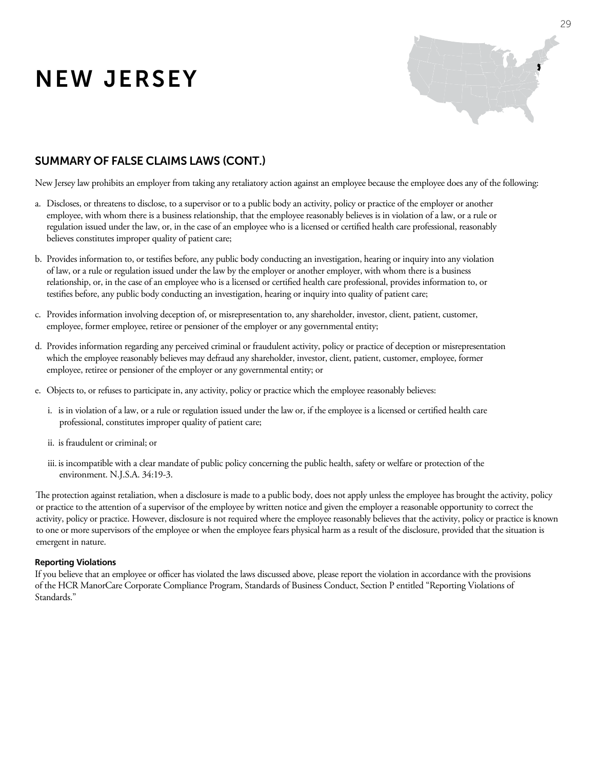# NEW JERSEY

## SUMMARY OF FALSE CLAIMS LAWS (CONT.)

New Jersey law prohibits an employer from taking any retaliatory action against an employee because the employee does any of the following:

a. Discloses, or threatens to disclose, to a supervisor or to a public body an activity, policy or practice of the employer or another employee, with whom there is a business relationship, that the employee reasonably believes is in violation of a law, or a rule or regulation issued under the law, or, in the case of an employee who is a licensed or certified health care professional, reasonably believes constitutes improper quality of patient care;

b. Provides information to, or testifies before, any public body conducting an investigation, hearing or inquiry into any violation of law, or a rule or regulation issued under the law by the employer or another employer, with whom there is a business relationship, or, in the case of an employee who is a licensed or certified health care professional, provides information to, or testifies before, any public body conducting an investigation, hearing or inquiry into quality of patient care;

c. Provides information involving deception of, or misrepresentation to, any shareholder, investor, client, patient, customer, employee, former employee, retiree or pensioner of the employer or any governmental entity;

d. Provides information regarding any perceived criminal or fraudulent activity, policy or practice of deception or misrepresentation which the employee reasonably believes may defraud any shareholder, investor, client, patient, customer, employee, former employee, retiree or pensioner of the employer or any governmental entity; or

e. Objects to, or refuses to participate in, any activity, policy or practice which the employee reasonably believes:

   i. is in violation of a law, or a rule or regulation issued under the law or, if the employee is a licensed or certified health care professional, constitutes improper quality of patient care;

   ii. is fraudulent or criminal; or

   iii. is incompatible with a clear mandate of public policy concerning the public health, safety or welfare or protection of the environment. N.J.S.A. 34:19-3.

The protection against retaliation, when a disclosure is made to a public body, does not apply unless the employee has brought the activity, policy or practice to the attention of a supervisor of the employee by written notice and given the employer a reasonable opportunity to correct the activity, policy or practice. However, disclosure is not required where the employee reasonably believes that the activity, policy or practice is known to one or more supervisors of the employee or when the employee fears physical harm as a result of the disclosure, provided that the situation is emergent in nature.

#### Reporting Violations

If you believe that an employee or officer has violated the laws discussed above, please report the violation in accordance with the provisions of the HCR ManorCare Corporate Compliance Program, Standards of Business Conduct, Section P entitled "Reporting Violations of Standards."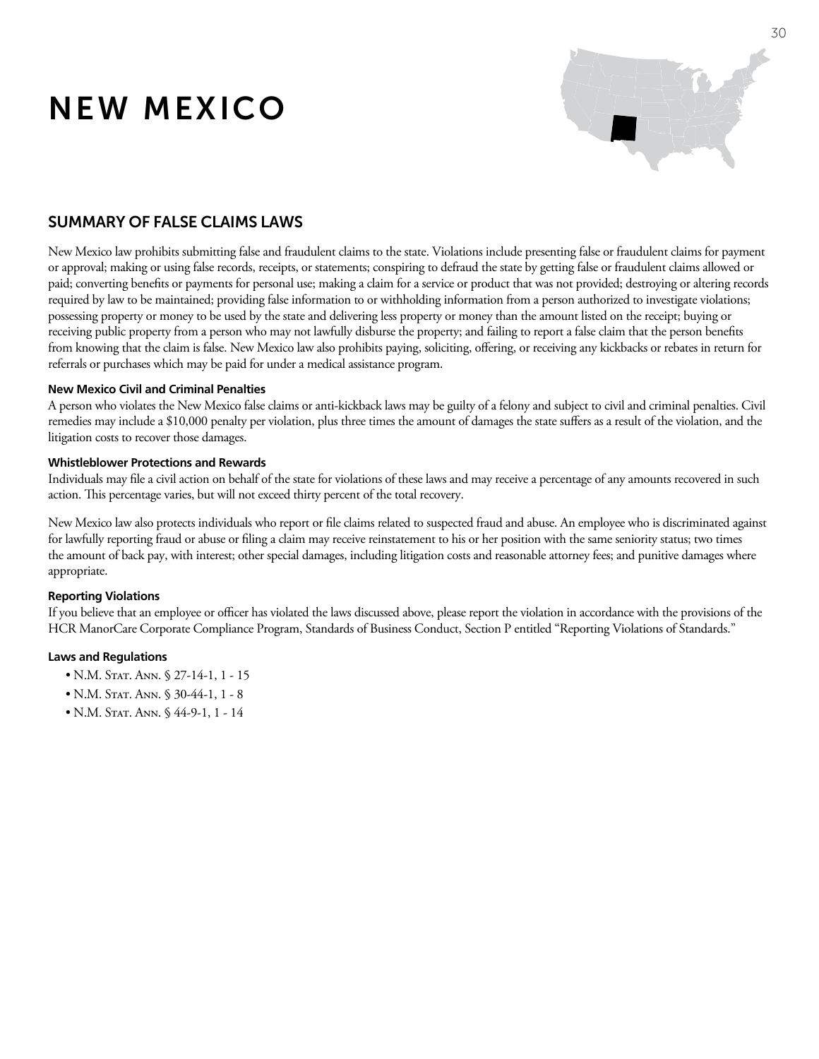# NEW MEXICO

## SUMMARY OF FALSE CLAIMS LAWS

New Mexico law prohibits submitting false and fraudulent claims to the state. Violations include presenting false or fraudulent claims for payment or approval; making or using false records, receipts, or statements; conspiring to defraud the state by getting false or fraudulent claims allowed or paid; converting benefits or payments for personal use; making a claim for a service or product that was not provided; destroying or altering records required by law to be maintained; providing false information to or withholding information from a person authorized to investigate violations; possessing property or money to be used by the state and delivering less property or money than the amount listed on the receipt; buying or receiving public property from a person who may not lawfully disburse the property; and failing to report a false claim that the person benefits from knowing that the claim is false. New Mexico law also prohibits paying, soliciting, offering, or receiving any kickbacks or rebates in return for referrals or purchases which may be paid for under a medical assistance program.

### New Mexico Civil and Criminal Penalties

A person who violates the New Mexico false claims or anti-kickback laws may be guilty of a felony and subject to civil and criminal penalties. Civil remedies may include a $10,000 penalty per violation, plus three times the amount of damages the state suffers as a result of the violation, and the litigation costs to recover those damages.

### Whistleblower Protections and Rewards

Individuals may file a civil action on behalf of the state for violations of these laws and may receive a percentage of any amounts recovered in such action. This percentage varies, but will not exceed thirty percent of the total recovery.

New Mexico law also protects individuals who report or file claims related to suspected fraud and abuse. An employee who is discriminated against for lawfully reporting fraud or abuse or filing a claim may receive reinstatement to his or her position with the same seniority status; two times the amount of back pay, with interest; other special damages, including litigation costs and reasonable attorney fees; and punitive damages where appropriate.

### Reporting Violations

If you believe that an employee or officer has violated the laws discussed above, please report the violation in accordance with the provisions of the HCR ManorCare Corporate Compliance Program, Standards of Business Conduct, Section P entitled "Reporting Violations of Standards."

### Laws and Regulations

- N.M. Stat. Ann. § 27-14-1, 1 - 15
- N.M. Stat. Ann. § 30-44-1, 1 - 8
- N.M. Stat. Ann. § 44-9-1, 1 - 14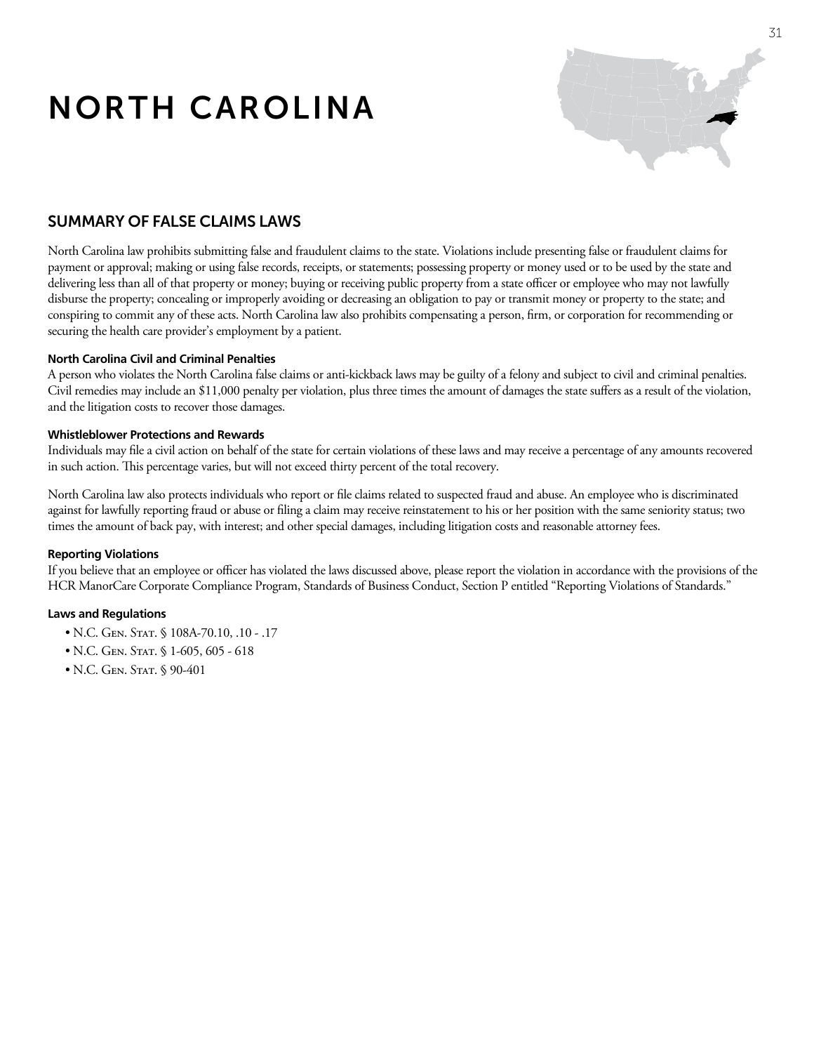# NORTH CAROLINA

## SUMMARY OF FALSE CLAIMS LAWS

North Carolina law prohibits submitting false and fraudulent claims to the state. Violations include presenting false or fraudulent claims for payment or approval; making or using false records, receipts, or statements; possessing property or money used or to be used by the state and delivering less than all of that property or money; buying or receiving public property from a state officer or employee who may not lawfully disburse the property; concealing or improperly avoiding or decreasing an obligation to pay or transmit money or property to the state; and conspiring to commit any of these acts. North Carolina law also prohibits compensating a person, firm, or corporation for recommending or securing the health care provider's employment by a patient.

#### North Carolina Civil and Criminal Penalties

A person who violates the North Carolina false claims or anti-kickback laws may be guilty of a felony and subject to civil and criminal penalties. Civil remedies may include an $11,000 penalty per violation, plus three times the amount of damages the state suffers as a result of the violation, and the litigation costs to recover those damages.

#### Whistleblower Protections and Rewards

Individuals may file a civil action on behalf of the state for certain violations of these laws and may receive a percentage of any amounts recovered in such action. This percentage varies, but will not exceed thirty percent of the total recovery.

North Carolina law also protects individuals who report or file claims related to suspected fraud and abuse. An employee who is discriminated against for lawfully reporting fraud or abuse or filing a claim may receive reinstatement to his or her position with the same seniority status; two times the amount of back pay, with interest; and other special damages, including litigation costs and reasonable attorney fees.

#### Reporting Violations

If you believe that an employee or officer has violated the laws discussed above, please report the violation in accordance with the provisions of the HCR ManorCare Corporate Compliance Program, Standards of Business Conduct, Section P entitled "Reporting Violations of Standards."

#### Laws and Regulations

- N.C. Gen. Stat. § 108A-70.10, .10 - .17
- N.C. Gen. Stat. § 1-605, 605 - 618
- N.C. Gen. Stat. § 90-401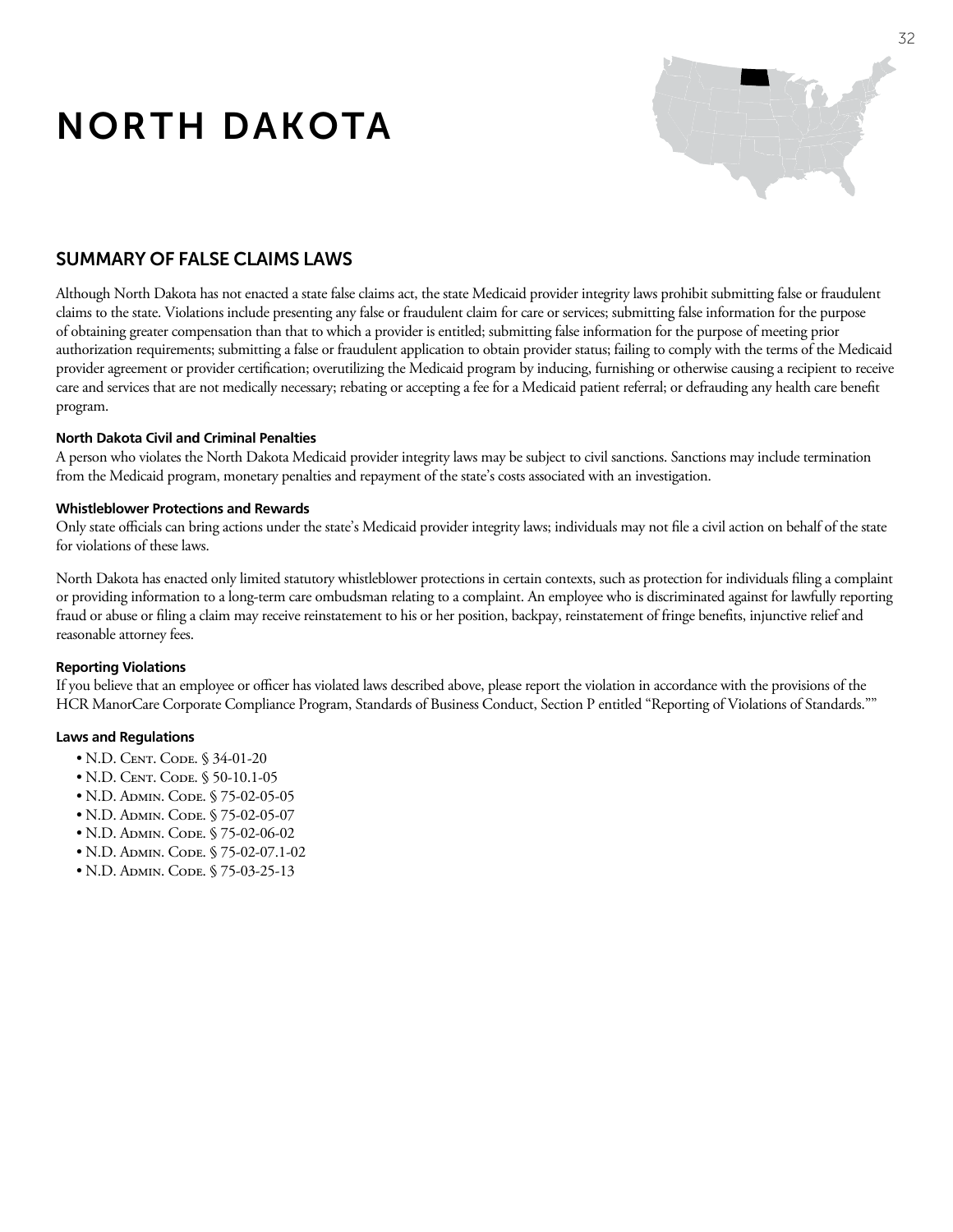# NORTH DAKOTA

## SUMMARY OF FALSE CLAIMS LAWS

Although North Dakota has not enacted a state false claims act, the state Medicaid provider integrity laws prohibit submitting false or fraudulent claims to the state. Violations include presenting any false or fraudulent claim for care or services; submitting false information for the purpose of obtaining greater compensation than that to which a provider is entitled; submitting false information for the purpose of meeting prior authorization requirements; submitting a false or fraudulent application to obtain provider status; failing to comply with the terms of the Medicaid provider agreement or provider certification; overutilizing the Medicaid program by inducing, furnishing or otherwise causing a recipient to receive care and services that are not medically necessary; rebating or accepting a fee for a Medicaid patient referral; or defrauding any health care benefit program.

### North Dakota Civil and Criminal Penalties

A person who violates the North Dakota Medicaid provider integrity laws may be subject to civil sanctions. Sanctions may include termination from the Medicaid program, monetary penalties and repayment of the state's costs associated with an investigation.

### Whistleblower Protections and Rewards

Only state officials can bring actions under the state's Medicaid provider integrity laws; individuals may not file a civil action on behalf of the state for violations of these laws.

North Dakota has enacted only limited statutory whistleblower protections in certain contexts, such as protection for individuals filing a complaint or providing information to a long-term care ombudsman relating to a complaint. An employee who is discriminated against for lawfully reporting fraud or abuse or filing a claim may receive reinstatement to his or her position, backpay, reinstatement of fringe benefits, injunctive relief and reasonable attorney fees.

### Reporting Violations

If you believe that an employee or officer has violated laws described above, please report the violation in accordance with the provisions of the HCR ManorCare Corporate Compliance Program, Standards of Business Conduct, Section P entitled "Reporting of Violations of Standards.""

### Laws and Regulations

- N.D. Cent. Code. § 34-01-20
- N.D. Cent. Code. § 50-10.1-05
- N.D. Admin. Code. § 75-02-05-05
- N.D. Admin. Code. § 75-02-05-07
- N.D. Admin. Code. § 75-02-06-02
- N.D. Admin. Code. § 75-02-07.1-02
- N.D. Admin. Code. § 75-03-25-13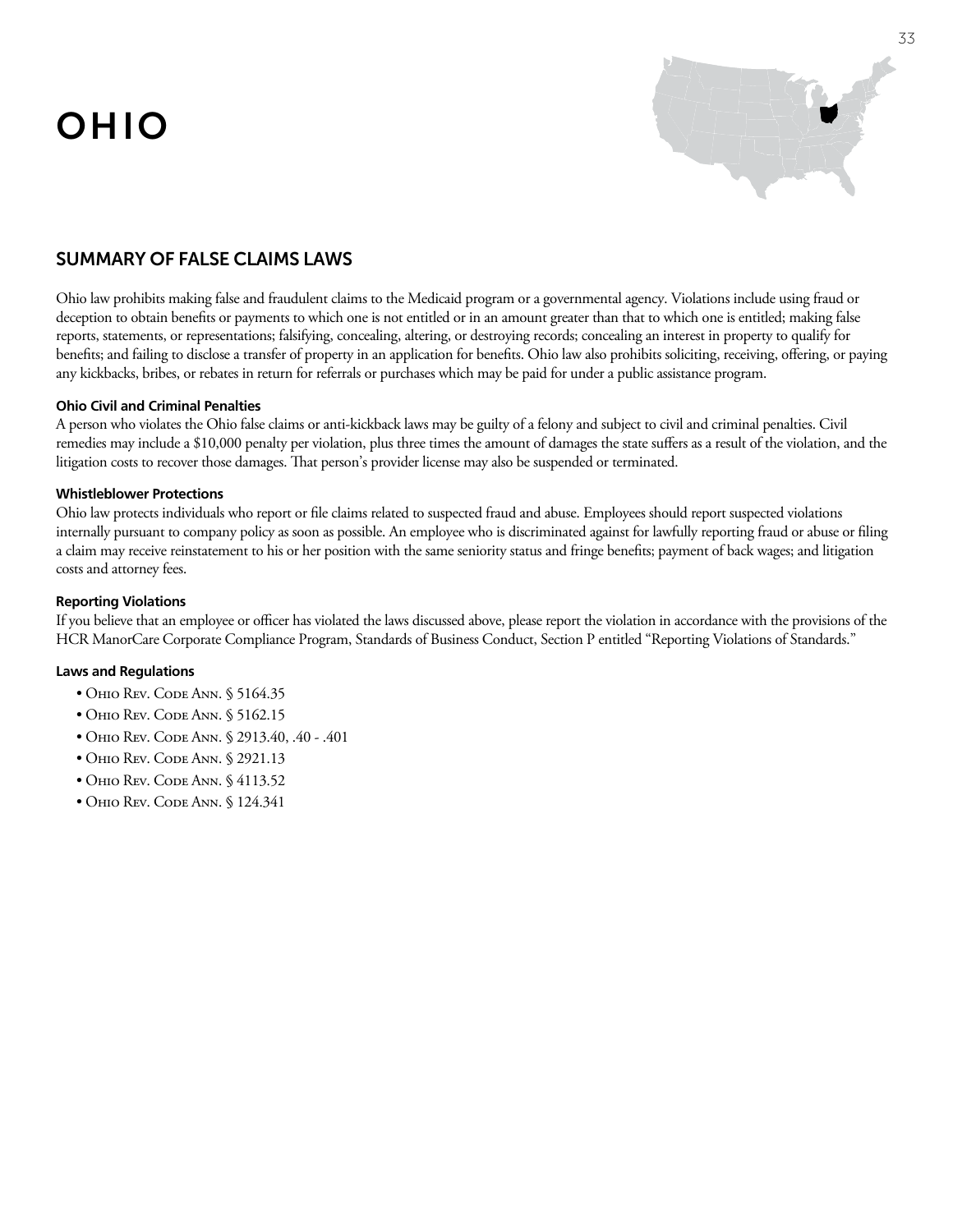# OHIO

## SUMMARY OF FALSE CLAIMS LAWS

Ohio law prohibits making false and fraudulent claims to the Medicaid program or a governmental agency. Violations include using fraud or deception to obtain benefits or payments to which one is not entitled or in an amount greater than that to which one is entitled; making false reports, statements, or representations; falsifying, concealing, altering, or destroying records; concealing an interest in property to qualify for benefits; and failing to disclose a transfer of property in an application for benefits. Ohio law also prohibits soliciting, receiving, offering, or paying any kickbacks, bribes, or rebates in return for referrals or purchases which may be paid for under a public assistance program.

#### Ohio Civil and Criminal Penalties

A person who violates the Ohio false claims or anti-kickback laws may be guilty of a felony and subject to civil and criminal penalties. Civil remedies may include a $10,000 penalty per violation, plus three times the amount of damages the state suffers as a result of the violation, and the litigation costs to recover those damages. That person's provider license may also be suspended or terminated.

#### Whistleblower Protections

Ohio law protects individuals who report or file claims related to suspected fraud and abuse. Employees should report suspected violations internally pursuant to company policy as soon as possible. An employee who is discriminated against for lawfully reporting fraud or abuse or filing a claim may receive reinstatement to his or her position with the same seniority status and fringe benefits; payment of back wages; and litigation costs and attorney fees.

#### Reporting Violations

If you believe that an employee or officer has violated the laws discussed above, please report the violation in accordance with the provisions of the HCR ManorCare Corporate Compliance Program, Standards of Business Conduct, Section P entitled "Reporting Violations of Standards."

#### Laws and Regulations

- Ohio Rev. Code Ann. § 5164.35
- Ohio Rev. Code Ann. § 5162.15
- Ohio Rev. Code Ann. § 2913.40, .40 - .401
- Ohio Rev. Code Ann. § 2921.13
- Ohio Rev. Code Ann. § 4113.52
- Ohio Rev. Code Ann. § 124.341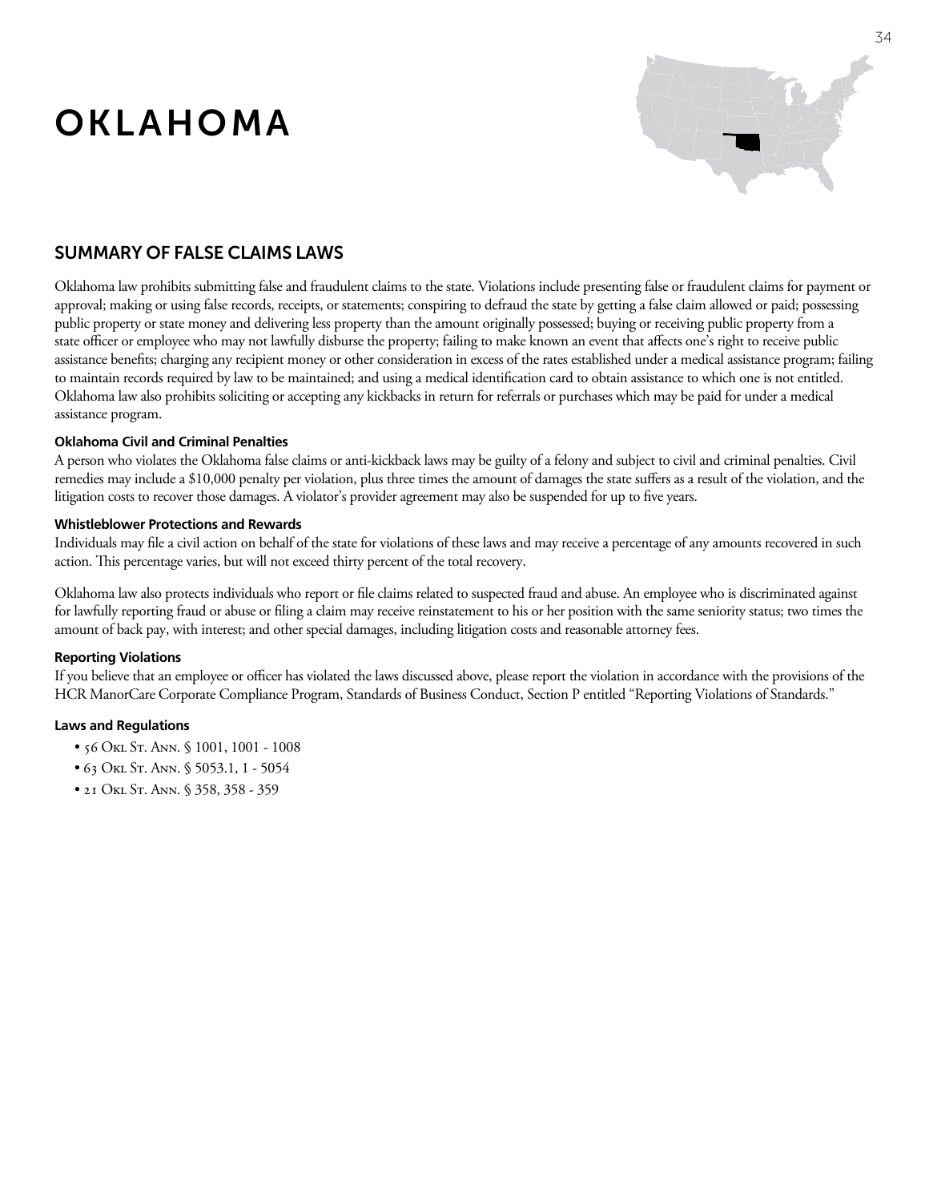# OKLAHOMA

## SUMMARY OF FALSE CLAIMS LAWS

Oklahoma law prohibits submitting false and fraudulent claims to the state. Violations include presenting false or fraudulent claims for payment or approval; making or using false records, receipts, or statements; conspiring to defraud the state by getting a false claim allowed or paid; possessing public property or state money and delivering less property than the amount originally possessed; buying or receiving public property from a state officer or employee who may not lawfully disburse the property; failing to make known an event that affects one's right to receive public assistance benefits; charging any recipient money or other consideration in excess of the rates established under a medical assistance program; failing to maintain records required by law to be maintained; and using a medical identification card to obtain assistance to which one is not entitled. Oklahoma law also prohibits soliciting or accepting any kickbacks in return for referrals or purchases which may be paid for under a medical assistance program.

#### Oklahoma Civil and Criminal Penalties

A person who violates the Oklahoma false claims or anti-kickback laws may be guilty of a felony and subject to civil and criminal penalties. Civil remedies may include a $10,000 penalty per violation, plus three times the amount of damages the state suffers as a result of the violation, and the litigation costs to recover those damages. A violator's provider agreement may also be suspended for up to five years.

#### Whistleblower Protections and Rewards

Individuals may file a civil action on behalf of the state for violations of these laws and may receive a percentage of any amounts recovered in such action. This percentage varies, but will not exceed thirty percent of the total recovery.

Oklahoma law also protects individuals who report or file claims related to suspected fraud and abuse. An employee who is discriminated against for lawfully reporting fraud or abuse or filing a claim may receive reinstatement to his or her position with the same seniority status; two times the amount of back pay, with interest; and other special damages, including litigation costs and reasonable attorney fees.

#### Reporting Violations

If you believe that an employee or officer has violated the laws discussed above, please report the violation in accordance with the provisions of the HCR ManorCare Corporate Compliance Program, Standards of Business Conduct, Section P entitled "Reporting Violations of Standards."

#### Laws and Regulations

- 56 Okl St. Ann. § 1001, 1001 - 1008
- 63 Okl St. Ann. § 5053.1, 1 - 5054
- 21 Okl St. Ann. § 358, 358 - 359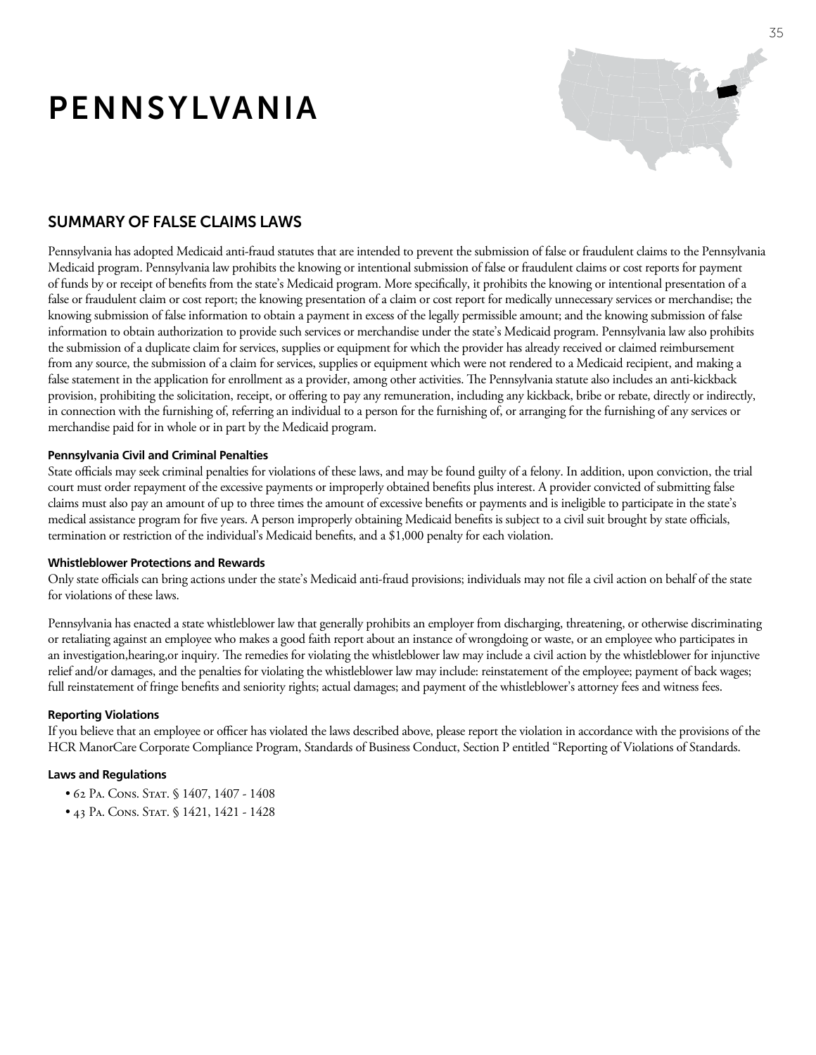# PENNSYLVANIA

## SUMMARY OF FALSE CLAIMS LAWS

Pennsylvania has adopted Medicaid anti-fraud statutes that are intended to prevent the submission of false or fraudulent claims to the Pennsylvania Medicaid program. Pennsylvania law prohibits the knowing or intentional submission of false or fraudulent claims or cost reports for payment of funds by or receipt of benefits from the state's Medicaid program. More specifically, it prohibits the knowing or intentional presentation of a false or fraudulent claim or cost report; the knowing presentation of a claim or cost report for medically unnecessary services or merchandise; the knowing submission of false information to obtain a payment in excess of the legally permissible amount; and the knowing submission of false information to obtain authorization to provide such services or merchandise under the state's Medicaid program. Pennsylvania law also prohibits the submission of a duplicate claim for services, supplies or equipment for which the provider has already received or claimed reimbursement from any source, the submission of a claim for services, supplies or equipment which were not rendered to a Medicaid recipient, and making a false statement in the application for enrollment as a provider, among other activities. The Pennsylvania statute also includes an anti-kickback provision, prohibiting the solicitation, receipt, or offering to pay any remuneration, including any kickback, bribe or rebate, directly or indirectly, in connection with the furnishing of, referring an individual to a person for the furnishing of, or arranging for the furnishing of any services or merchandise paid for in whole or in part by the Medicaid program.

#### Pennsylvania Civil and Criminal Penalties

State officials may seek criminal penalties for violations of these laws, and may be found guilty of a felony. In addition, upon conviction, the trial court must order repayment of the excessive payments or improperly obtained benefits plus interest. A provider convicted of submitting false claims must also pay an amount of up to three times the amount of excessive benefits or payments and is ineligible to participate in the state's medical assistance program for five years. A person improperly obtaining Medicaid benefits is subject to a civil suit brought by state officials, termination or restriction of the individual's Medicaid benefits, and a $1,000 penalty for each violation.

#### Whistleblower Protections and Rewards

Only state officials can bring actions under the state's Medicaid anti-fraud provisions; individuals may not file a civil action on behalf of the state for violations of these laws.

Pennsylvania has enacted a state whistleblower law that generally prohibits an employer from discharging, threatening, or otherwise discriminating or retaliating against an employee who makes a good faith report about an instance of wrongdoing or waste, or an employee who participates in an investigation,hearing,or inquiry. The remedies for violating the whistleblower law may include a civil action by the whistleblower for injunctive relief and/or damages, and the penalties for violating the whistleblower law may include: reinstatement of the employee; payment of back wages; full reinstatement of fringe benefits and seniority rights; actual damages; and payment of the whistleblower's attorney fees and witness fees.

#### Reporting Violations

If you believe that an employee or officer has violated the laws described above, please report the violation in accordance with the provisions of the HCR ManorCare Corporate Compliance Program, Standards of Business Conduct, Section P entitled "Reporting of Violations of Standards.

#### Laws and Regulations

- 62 Pa. Cons. Stat. § 1407, 1407 - 1408
- 43 Pa. Cons. Stat. § 1421, 1421 - 1428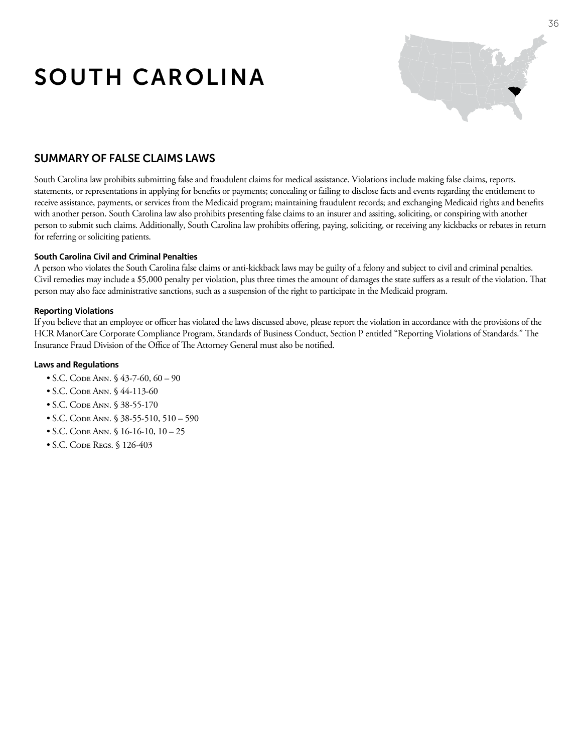# SOUTH CAROLINA

## SUMMARY OF FALSE CLAIMS LAWS

South Carolina law prohibits submitting false and fraudulent claims for medical assistance. Violations include making false claims, reports, statements, or representations in applying for benefits or payments; concealing or failing to disclose facts and events regarding the entitlement to receive assistance, payments, or services from the Medicaid program; maintaining fraudulent records; and exchanging Medicaid rights and benefits with another person. South Carolina law also prohibits presenting false claims to an insurer and assiting, soliciting, or conspiring with another person to submit such claims. Additionally, South Carolina law prohibits offering, paying, soliciting, or receiving any kickbacks or rebates in return for referring or soliciting patients.

### South Carolina Civil and Criminal Penalties

A person who violates the South Carolina false claims or anti-kickback laws may be guilty of a felony and subject to civil and criminal penalties. Civil remedies may include a $5,000 penalty per violation, plus three times the amount of damages the state suffers as a result of the violation. That person may also face administrative sanctions, such as a suspension of the right to participate in the Medicaid program.

### Reporting Violations

If you believe that an employee or officer has violated the laws discussed above, please report the violation in accordance with the provisions of the HCR ManorCare Corporate Compliance Program, Standards of Business Conduct, Section P entitled "Reporting Violations of Standards." The Insurance Fraud Division of the Office of The Attorney General must also be notified.

### Laws and Regulations

- S.C. Code Ann. § 43-7-60, 60 – 90
- S.C. Code Ann. § 44-113-60
- S.C. Code Ann. § 38-55-170
- S.C. Code Ann. § 38-55-510, 510 – 590
- S.C. Code Ann. § 16-16-10, 10 – 25
- S.C. Code Regs. § 126-403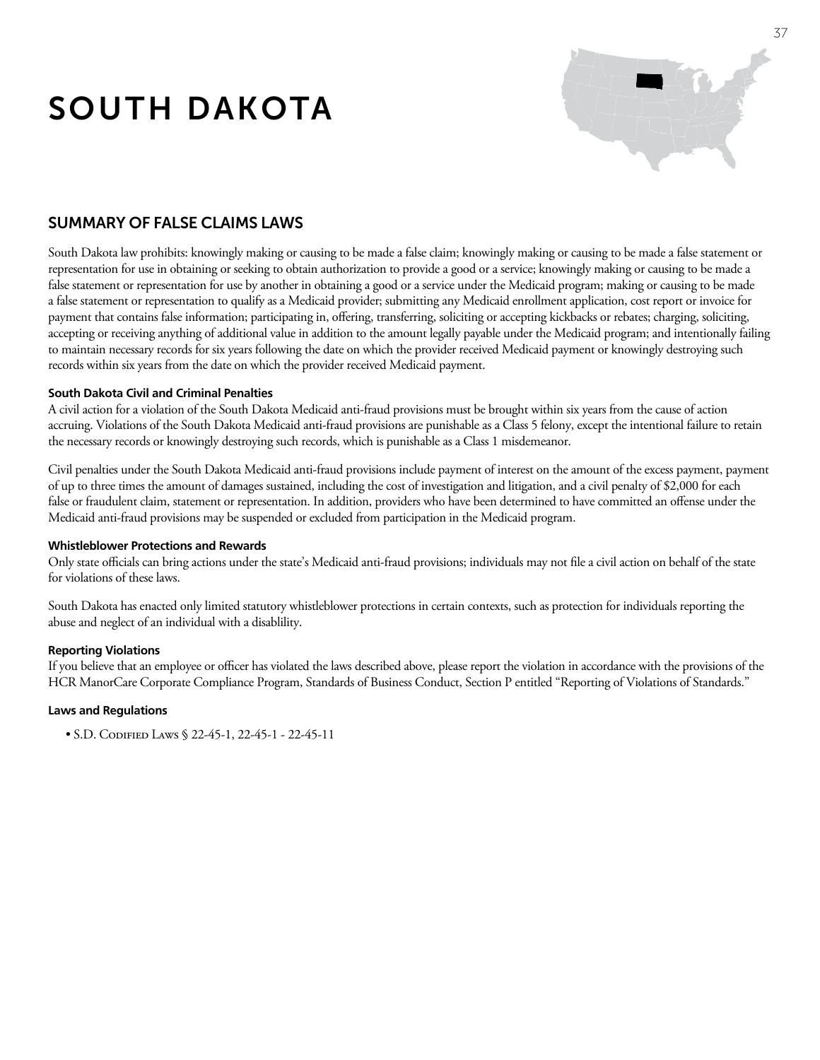# SOUTH DAKOTA

## SUMMARY OF FALSE CLAIMS LAWS

South Dakota law prohibits: knowingly making or causing to be made a false claim; knowingly making or causing to be made a false statement or representation for use in obtaining or seeking to obtain authorization to provide a good or a service; knowingly making or causing to be made a false statement or representation for use by another in obtaining a good or a service under the Medicaid program; making or causing to be made a false statement or representation to qualify as a Medicaid provider; submitting any Medicaid enrollment application, cost report or invoice for payment that contains false information; participating in, offering, transferring, soliciting or accepting kickbacks or rebates; charging, soliciting, accepting or receiving anything of additional value in addition to the amount legally payable under the Medicaid program; and intentionally failing to maintain necessary records for six years following the date on which the provider received Medicaid payment or knowingly destroying such records within six years from the date on which the provider received Medicaid payment.

### South Dakota Civil and Criminal Penalties

A civil action for a violation of the South Dakota Medicaid anti-fraud provisions must be brought within six years from the cause of action accruing. Violations of the South Dakota Medicaid anti-fraud provisions are punishable as a Class 5 felony, except the intentional failure to retain the necessary records or knowingly destroying such records, which is punishable as a Class 1 misdemeanor.

Civil penalties under the South Dakota Medicaid anti-fraud provisions include payment of interest on the amount of the excess payment, payment of up to three times the amount of damages sustained, including the cost of investigation and litigation, and a civil penalty of $2,000 for each false or fraudulent claim, statement or representation. In addition, providers who have been determined to have committed an offense under the Medicaid anti-fraud provisions may be suspended or excluded from participation in the Medicaid program.

### Whistleblower Protections and Rewards

Only state officials can bring actions under the state's Medicaid anti-fraud provisions; individuals may not file a civil action on behalf of the state for violations of these laws.

South Dakota has enacted only limited statutory whistleblower protections in certain contexts, such as protection for individuals reporting the abuse and neglect of an individual with a disablility.

### Reporting Violations

If you believe that an employee or officer has violated the laws described above, please report the violation in accordance with the provisions of the HCR ManorCare Corporate Compliance Program, Standards of Business Conduct, Section P entitled "Reporting of Violations of Standards."

### Laws and Regulations

- S.D. Codified Laws § 22-45-1, 22-45-1 - 22-45-11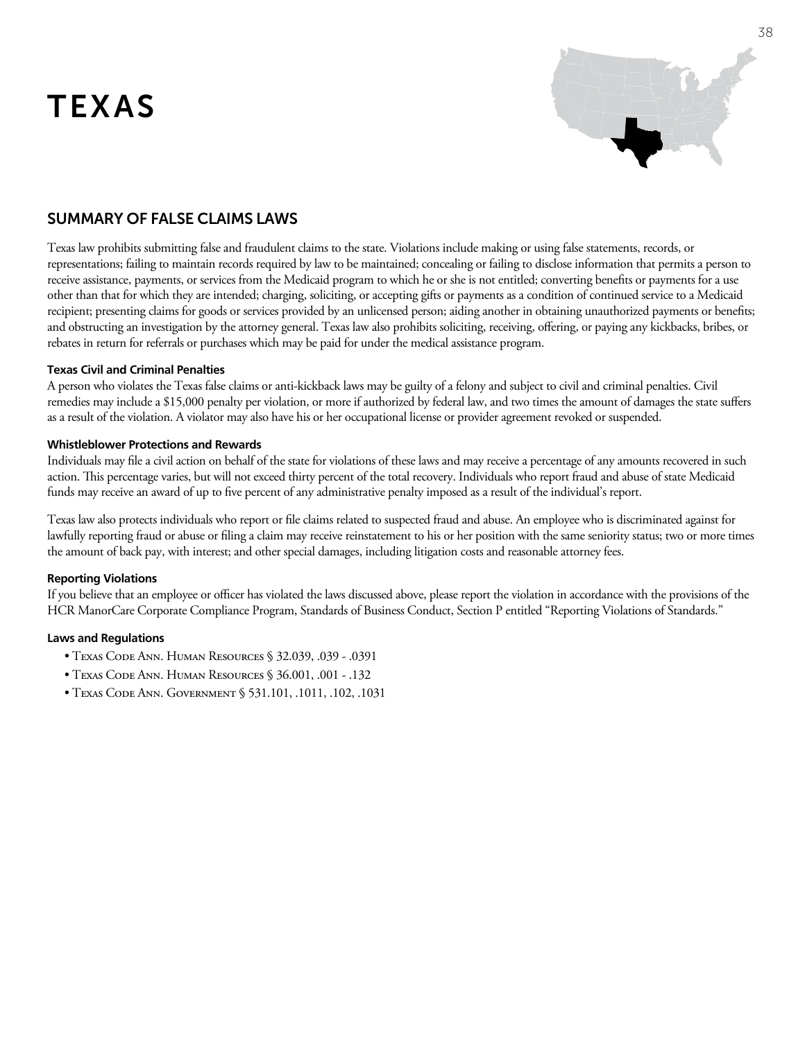# TEXAS

## SUMMARY OF FALSE CLAIMS LAWS

Texas law prohibits submitting false and fraudulent claims to the state. Violations include making or using false statements, records, or representations; failing to maintain records required by law to be maintained; concealing or failing to disclose information that permits a person to receive assistance, payments, or services from the Medicaid program to which he or she is not entitled; converting benefits or payments for a use other than that for which they are intended; charging, soliciting, or accepting gifts or payments as a condition of continued service to a Medicaid recipient; presenting claims for goods or services provided by an unlicensed person; aiding another in obtaining unauthorized payments or benefits; and obstructing an investigation by the attorney general. Texas law also prohibits soliciting, receiving, offering, or paying any kickbacks, bribes, or rebates in return for referrals or purchases which may be paid for under the medical assistance program.

### Texas Civil and Criminal Penalties

A person who violates the Texas false claims or anti-kickback laws may be guilty of a felony and subject to civil and criminal penalties. Civil remedies may include a $15,000 penalty per violation, or more if authorized by federal law, and two times the amount of damages the state suffers as a result of the violation. A violator may also have his or her occupational license or provider agreement revoked or suspended.

### Whistleblower Protections and Rewards

Individuals may file a civil action on behalf of the state for violations of these laws and may receive a percentage of any amounts recovered in such action. This percentage varies, but will not exceed thirty percent of the total recovery. Individuals who report fraud and abuse of state Medicaid funds may receive an award of up to five percent of any administrative penalty imposed as a result of the individual's report.

Texas law also protects individuals who report or file claims related to suspected fraud and abuse. An employee who is discriminated against for lawfully reporting fraud or abuse or filing a claim may receive reinstatement to his or her position with the same seniority status; two or more times the amount of back pay, with interest; and other special damages, including litigation costs and reasonable attorney fees.

### Reporting Violations

If you believe that an employee or officer has violated the laws discussed above, please report the violation in accordance with the provisions of the HCR ManorCare Corporate Compliance Program, Standards of Business Conduct, Section P entitled "Reporting Violations of Standards."

### Laws and Regulations

- Texas Code Ann. Human Resources § 32.039, .039 - .0391
- Texas Code Ann. Human Resources § 36.001, .001 - .132
- Texas Code Ann. Government § 531.101, .1011, .102, .1031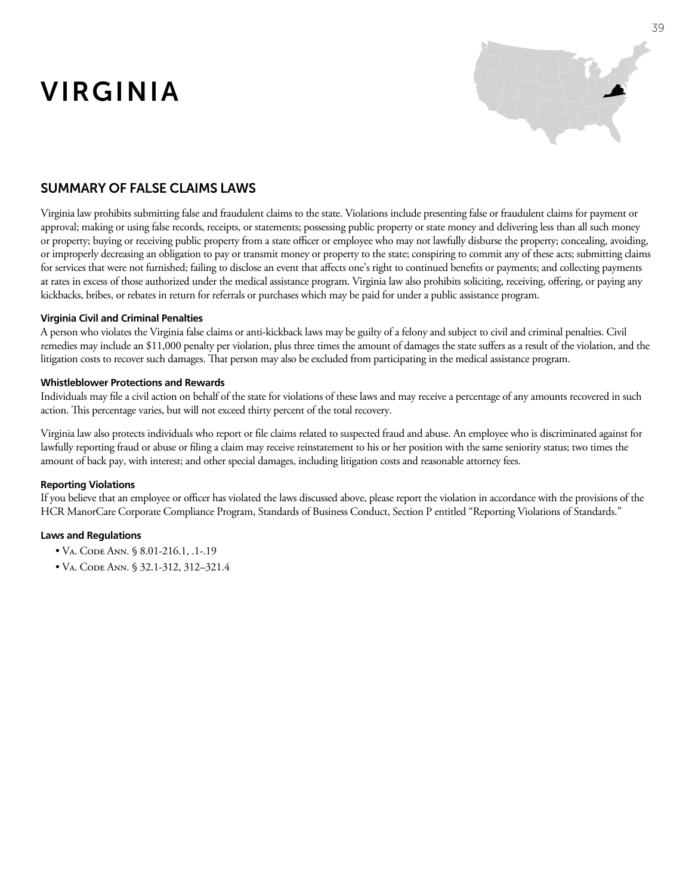# VIRGINIA

## SUMMARY OF FALSE CLAIMS LAWS

Virginia law prohibits submitting false and fraudulent claims to the state. Violations include presenting false or fraudulent claims for payment or approval; making or using false records, receipts, or statements; possessing public property or state money and delivering less than all such money or property; buying or receiving public property from a state officer or employee who may not lawfully disburse the property; concealing, avoiding, or improperly decreasing an obligation to pay or transmit money or property to the state; conspiring to commit any of these acts; submitting claims for services that were not furnished; failing to disclose an event that affects one's right to continued benefits or payments; and collecting payments at rates in excess of those authorized under the medical assistance program. Virginia law also prohibits soliciting, receiving, offering, or paying any kickbacks, bribes, or rebates in return for referrals or purchases which may be paid for under a public assistance program.

#### Virginia Civil and Criminal Penalties

A person who violates the Virginia false claims or anti-kickback laws may be guilty of a felony and subject to civil and criminal penalties. Civil remedies may include an $11,000 penalty per violation, plus three times the amount of damages the state suffers as a result of the violation, and the litigation costs to recover such damages. That person may also be excluded from participating in the medical assistance program.

#### Whistleblower Protections and Rewards

Individuals may file a civil action on behalf of the state for violations of these laws and may receive a percentage of any amounts recovered in such action. This percentage varies, but will not exceed thirty percent of the total recovery.

Virginia law also protects individuals who report or file claims related to suspected fraud and abuse. An employee who is discriminated against for lawfully reporting fraud or abuse or filing a claim may receive reinstatement to his or her position with the same seniority status; two times the amount of back pay, with interest; and other special damages, including litigation costs and reasonable attorney fees.

#### Reporting Violations

If you believe that an employee or officer has violated the laws discussed above, please report the violation in accordance with the provisions of the HCR ManorCare Corporate Compliance Program, Standards of Business Conduct, Section P entitled "Reporting Violations of Standards."

#### Laws and Regulations

- Va. Code Ann. § 8.01-216.1, .1-.19
- Va. Code Ann. § 32.1-312, 312–321.4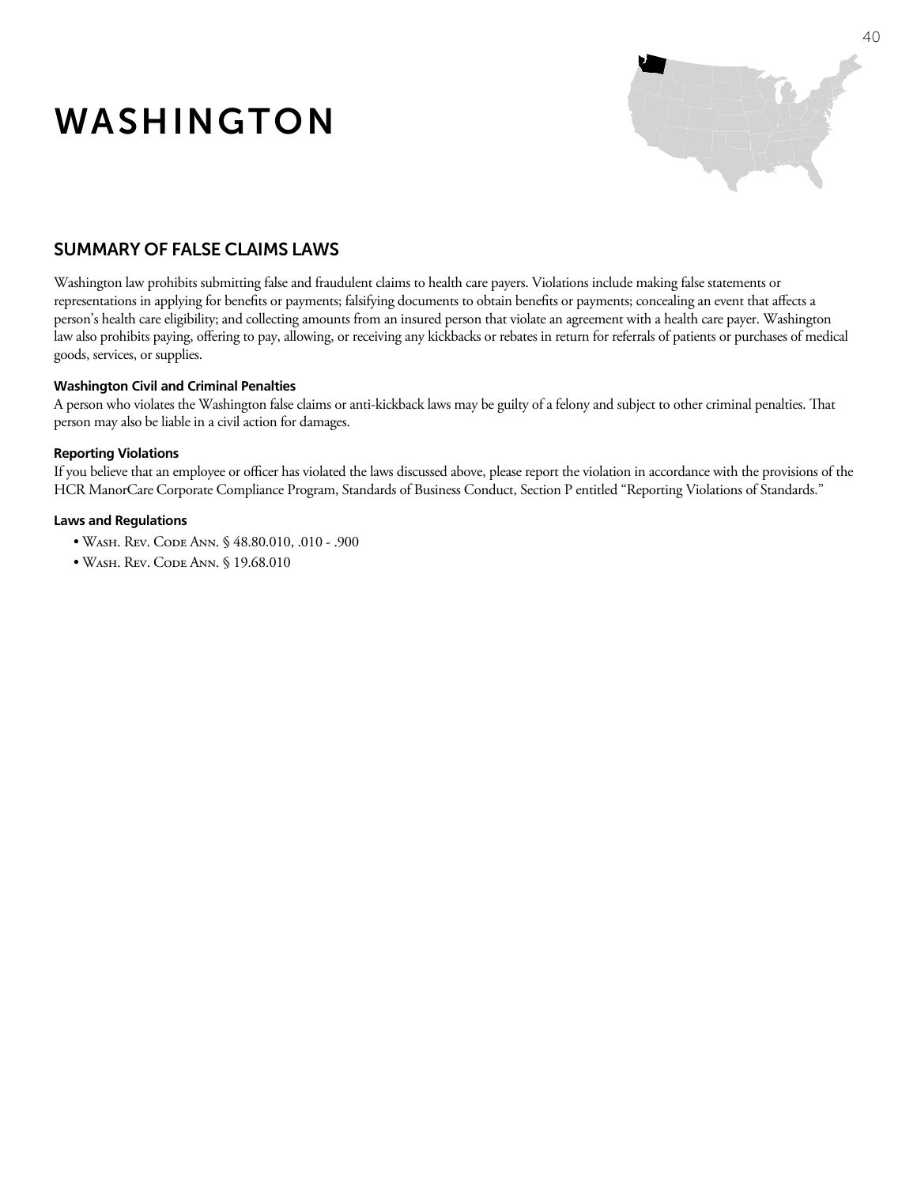# WASHINGTON

## SUMMARY OF FALSE CLAIMS LAWS

Washington law prohibits submitting false and fraudulent claims to health care payers. Violations include making false statements or representations in applying for benefits or payments; falsifying documents to obtain benefits or payments; concealing an event that affects a person's health care eligibility; and collecting amounts from an insured person that violate an agreement with a health care payer. Washington law also prohibits paying, offering to pay, allowing, or receiving any kickbacks or rebates in return for referrals of patients or purchases of medical goods, services, or supplies.

### Washington Civil and Criminal Penalties

A person who violates the Washington false claims or anti-kickback laws may be guilty of a felony and subject to other criminal penalties. That person may also be liable in a civil action for damages.

### Reporting Violations

If you believe that an employee or officer has violated the laws discussed above, please report the violation in accordance with the provisions of the HCR ManorCare Corporate Compliance Program, Standards of Business Conduct, Section P entitled "Reporting Violations of Standards."

### Laws and Regulations

- Wash. Rev. Code Ann. § 48.80.010, .010 - .900
- Wash. Rev. Code Ann. § 19.68.010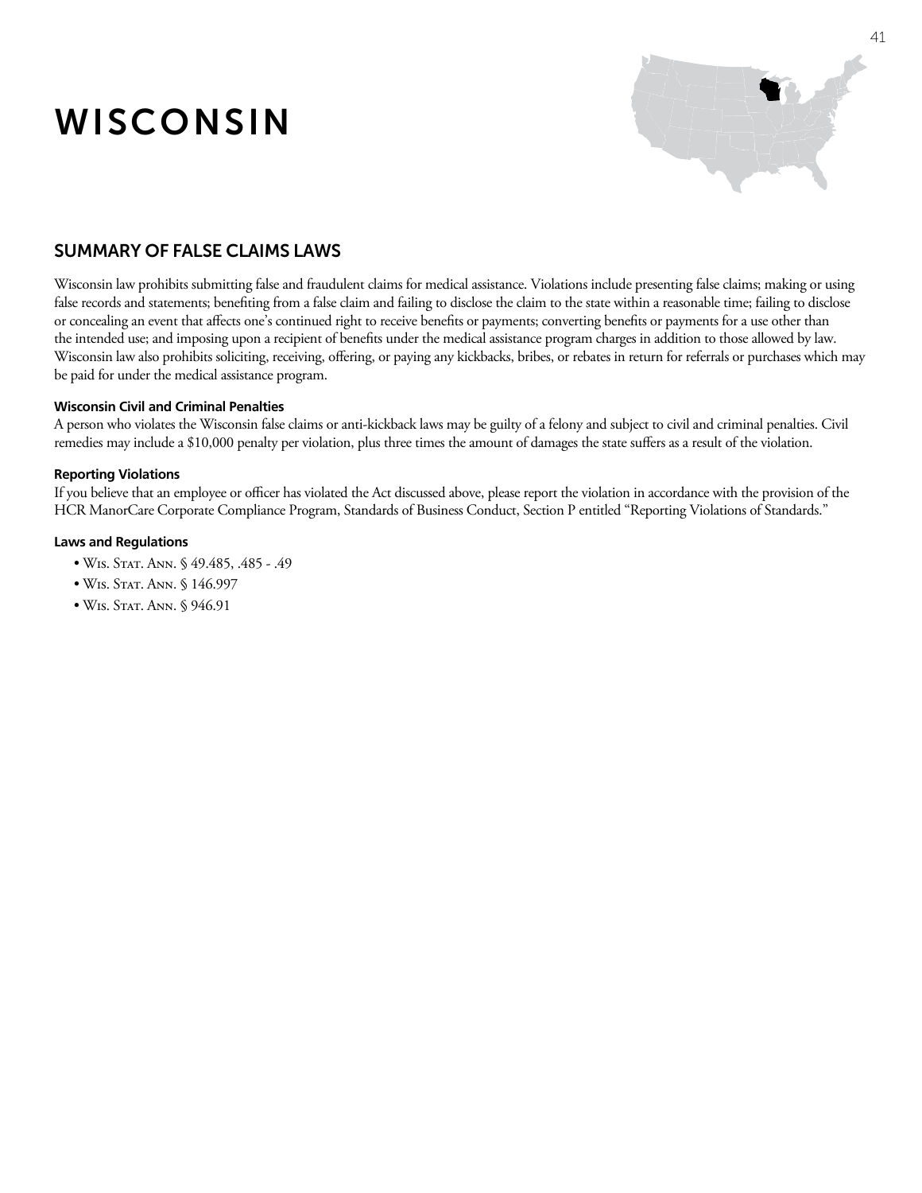# WISCONSIN

## SUMMARY OF FALSE CLAIMS LAWS

Wisconsin law prohibits submitting false and fraudulent claims for medical assistance. Violations include presenting false claims; making or using false records and statements; benefiting from a false claim and failing to disclose the claim to the state within a reasonable time; failing to disclose or concealing an event that affects one's continued right to receive benefits or payments; converting benefits or payments for a use other than the intended use; and imposing upon a recipient of benefits under the medical assistance program charges in addition to those allowed by law. Wisconsin law also prohibits soliciting, receiving, offering, or paying any kickbacks, bribes, or rebates in return for referrals or purchases which may be paid for under the medical assistance program.

### Wisconsin Civil and Criminal Penalties

A person who violates the Wisconsin false claims or anti-kickback laws may be guilty of a felony and subject to civil and criminal penalties. Civil remedies may include a $10,000 penalty per violation, plus three times the amount of damages the state suffers as a result of the violation.

### Reporting Violations

If you believe that an employee or officer has violated the Act discussed above, please report the violation in accordance with the provision of the HCR ManorCare Corporate Compliance Program, Standards of Business Conduct, Section P entitled "Reporting Violations of Standards."

### Laws and Regulations

- Wis. Stat. Ann. § 49.485, .485 - .49
- Wis. Stat. Ann. § 146.997
- Wis. Stat. Ann. § 946.91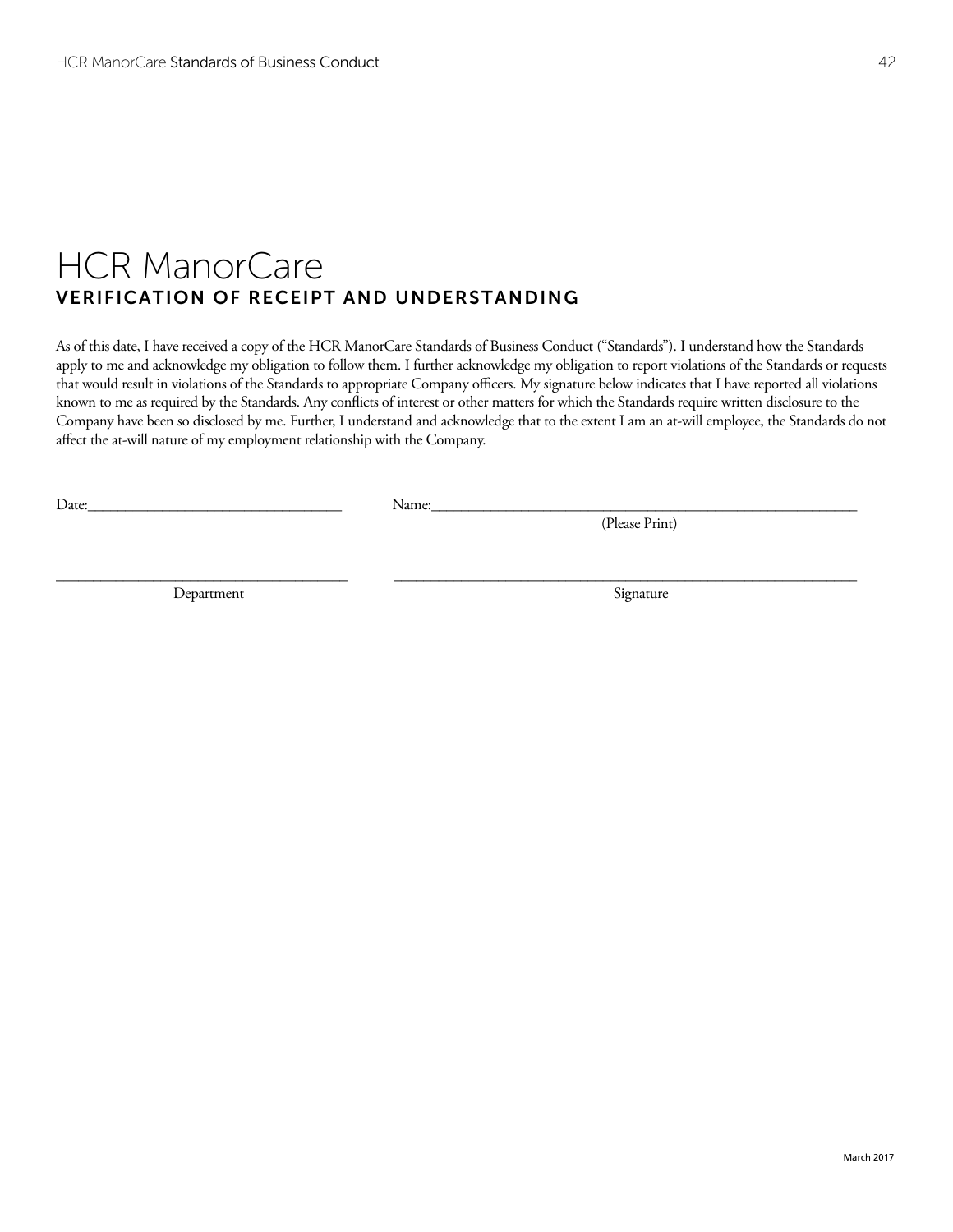# HCR ManorCare

## VERIFICATION OF RECEIPT AND UNDERSTANDING

As of this date, I have received a copy of the HCR ManorCare Standards of Business Conduct ("Standards"). I understand how the Standards apply to me and acknowledge my obligation to follow them. I further acknowledge my obligation to report violations of the Standards or requests that would result in violations of the Standards to appropriate Company officers. My signature below indicates that I have reported all violations known to me as required by the Standards. Any conflicts of interest or other matters for which the Standards require written disclosure to the Company have been so disclosed by me. Further, I understand and acknowledge that to the extent I am an at-will employee, the Standards do not affect the at-will nature of my employment relationship with the Company.

Date:_______________________________ Name:_______________________________________________________

(Please Print)

_______________________________________ _______________________________________________________

Department Signature

March 2017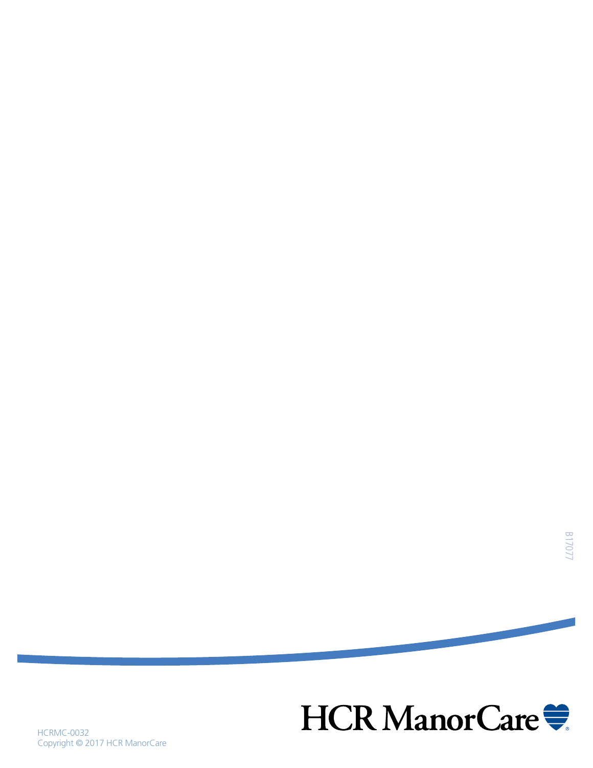B17077

HCR ManorCare

HCRMC-0032
Copyright © 2017 HCR ManorCare